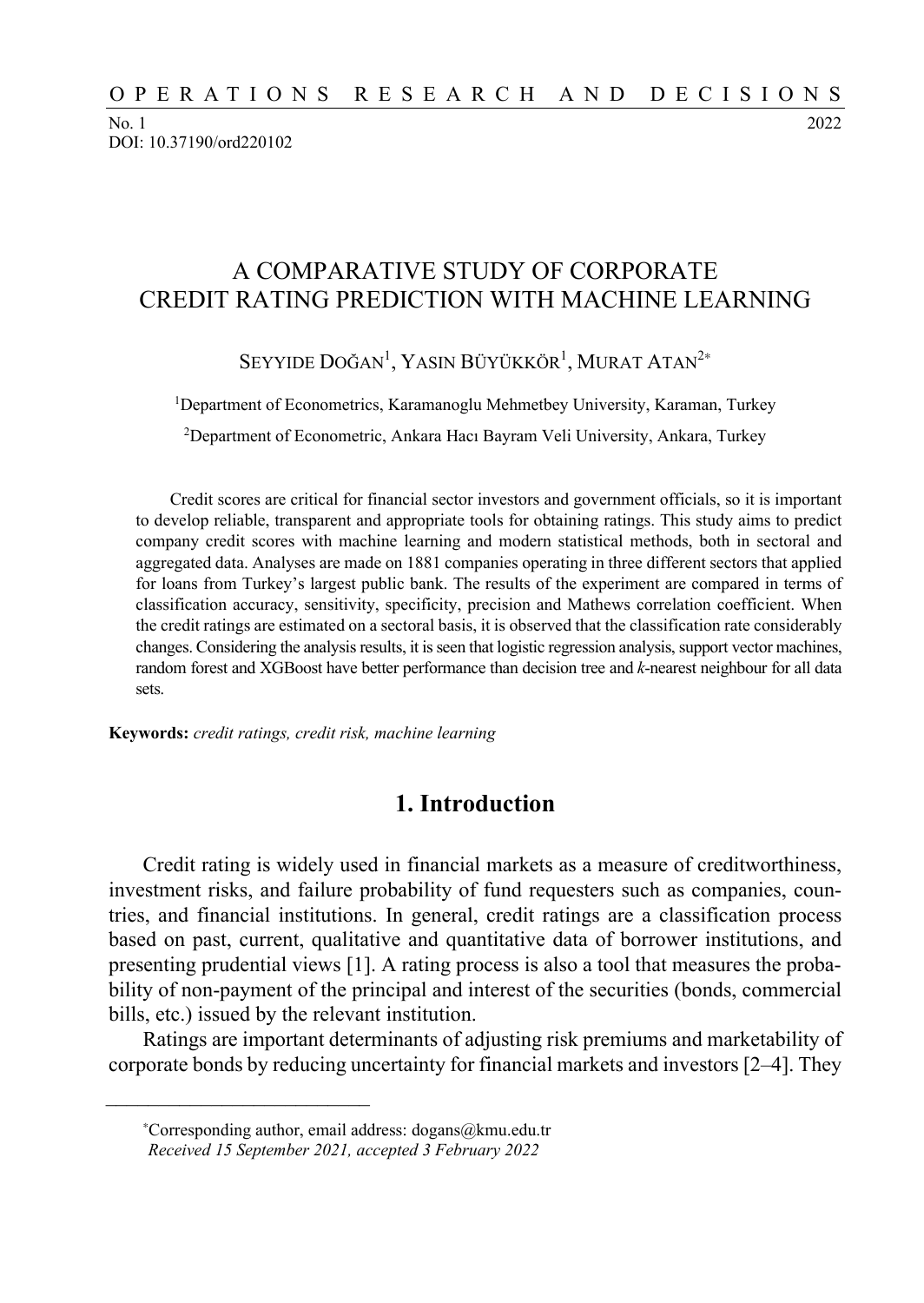# A COMPARATIVE STUDY OF CORPORATE CREDIT RATING PREDICTION WITH MACHINE LEARNING

Seyyide Doğan[1], Yasin Büyükkör[1], Murat Atan[2*]

[1]Department of Econometrics, Karamanoglu Mehmetbey University, Karaman, Turkey

[2]Department of Econometric, Ankara Hacı Bayram Veli University, Ankara, Turkey

Credit scores are critical for financial sector investors and government officials, so it is important to develop reliable, transparent and appropriate tools for obtaining ratings. This study aims to predict company credit scores with machine learning and modern statistical methods, both in sectoral and aggregated data. Analyses are made on 1881 companies operating in three different sectors that applied for loans from Turkey's largest public bank. The results of the experiment are compared in terms of classification accuracy, sensitivity, specificity, precision and Mathews correlation coefficient. When the credit ratings are estimated on a sectoral basis, it is observed that the classification rate considerably changes. Considering the analysis results, it is seen that logistic regression analysis, support vector machines, random forest and XGBoost have better performance than decision tree and *k*-nearest neighbour for all data sets.

**Keywords:** *credit ratings, credit risk, machine learning*

## 1. Introduction

Credit rating is widely used in financial markets as a measure of creditworthiness, investment risks, and failure probability of fund requesters such as companies, countries, and financial institutions. In general, credit ratings are a classification process based on past, current, qualitative and quantitative data of borrower institutions, and presenting prudential views [1]. A rating process is also a tool that measures the probability of non-payment of the principal and interest of the securities (bonds, commercial bills, etc.) issued by the relevant institution.

Ratings are important determinants of adjusting risk premiums and marketability of corporate bonds by reducing uncertainty for financial markets and investors [2–4]. They

[*]Corresponding author, email address: dogans@kmu.edu.tr
*Received 15 September 2021, accepted 3 February 2022*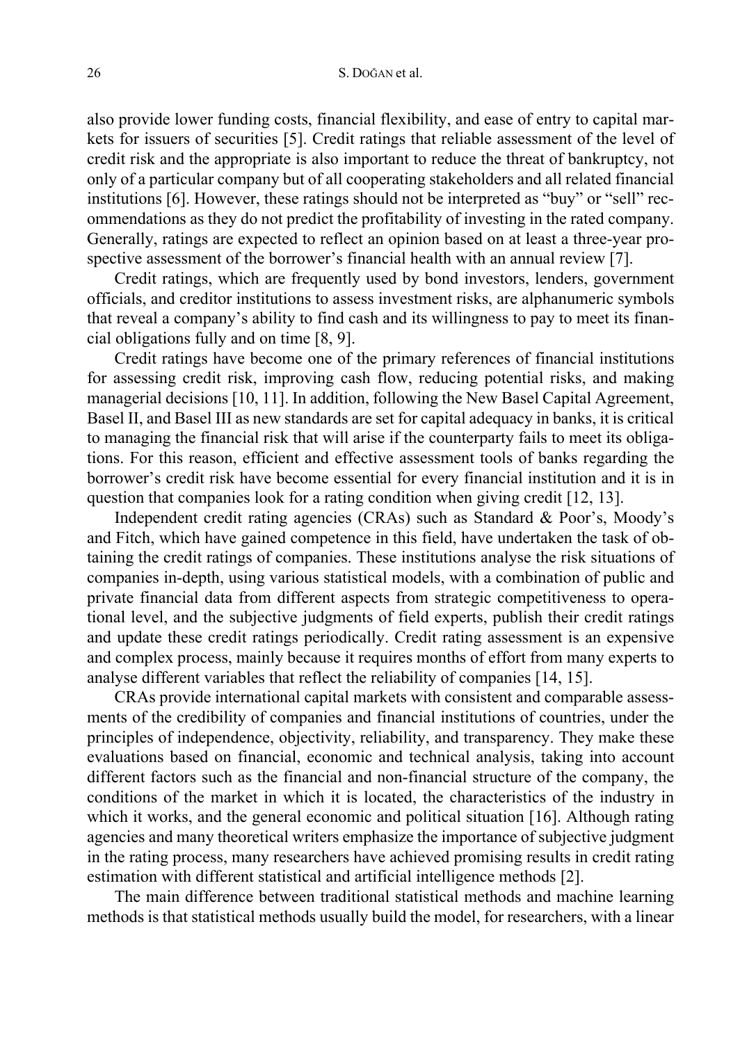also provide lower funding costs, financial flexibility, and ease of entry to capital markets for issuers of securities [5]. Credit ratings that reliable assessment of the level of credit risk and the appropriate is also important to reduce the threat of bankruptcy, not only of a particular company but of all cooperating stakeholders and all related financial institutions [6]. However, these ratings should not be interpreted as "buy" or "sell" recommendations as they do not predict the profitability of investing in the rated company. Generally, ratings are expected to reflect an opinion based on at least a three-year prospective assessment of the borrower's financial health with an annual review [7].

Credit ratings, which are frequently used by bond investors, lenders, government officials, and creditor institutions to assess investment risks, are alphanumeric symbols that reveal a company's ability to find cash and its willingness to pay to meet its financial obligations fully and on time [8, 9].

Credit ratings have become one of the primary references of financial institutions for assessing credit risk, improving cash flow, reducing potential risks, and making managerial decisions [10, 11]. In addition, following the New Basel Capital Agreement, Basel II, and Basel III as new standards are set for capital adequacy in banks, it is critical to managing the financial risk that will arise if the counterparty fails to meet its obligations. For this reason, efficient and effective assessment tools of banks regarding the borrower's credit risk have become essential for every financial institution and it is in question that companies look for a rating condition when giving credit [12, 13].

Independent credit rating agencies (CRAs) such as Standard & Poor's, Moody's and Fitch, which have gained competence in this field, have undertaken the task of obtaining the credit ratings of companies. These institutions analyse the risk situations of companies in-depth, using various statistical models, with a combination of public and private financial data from different aspects from strategic competitiveness to operational level, and the subjective judgments of field experts, publish their credit ratings and update these credit ratings periodically. Credit rating assessment is an expensive and complex process, mainly because it requires months of effort from many experts to analyse different variables that reflect the reliability of companies [14, 15].

CRAs provide international capital markets with consistent and comparable assessments of the credibility of companies and financial institutions of countries, under the principles of independence, objectivity, reliability, and transparency. They make these evaluations based on financial, economic and technical analysis, taking into account different factors such as the financial and non-financial structure of the company, the conditions of the market in which it is located, the characteristics of the industry in which it works, and the general economic and political situation [16]. Although rating agencies and many theoretical writers emphasize the importance of subjective judgment in the rating process, many researchers have achieved promising results in credit rating estimation with different statistical and artificial intelligence methods [2].

The main difference between traditional statistical methods and machine learning methods is that statistical methods usually build the model, for researchers, with a linear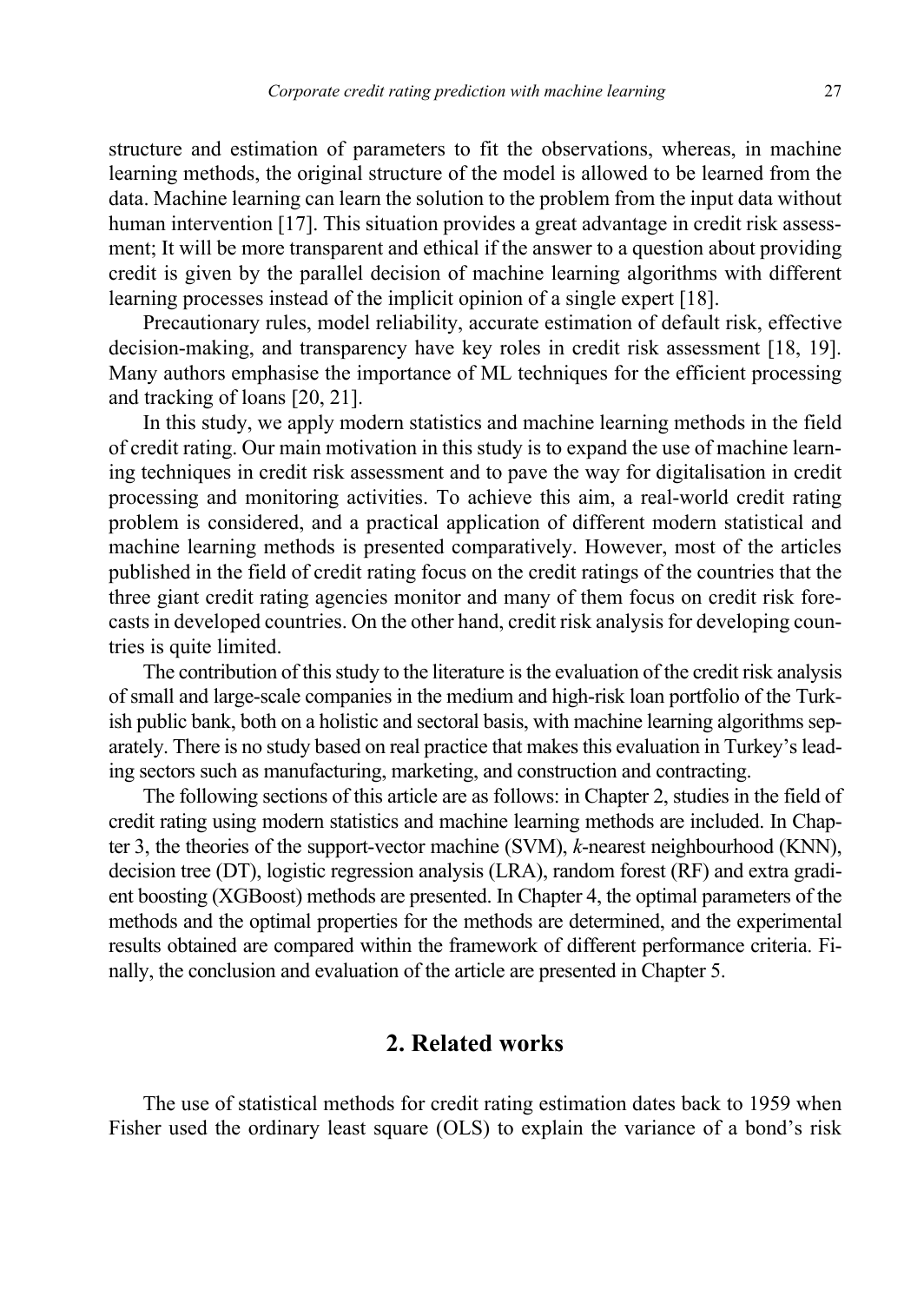structure and estimation of parameters to fit the observations, whereas, in machine learning methods, the original structure of the model is allowed to be learned from the data. Machine learning can learn the solution to the problem from the input data without human intervention [17]. This situation provides a great advantage in credit risk assessment; It will be more transparent and ethical if the answer to a question about providing credit is given by the parallel decision of machine learning algorithms with different learning processes instead of the implicit opinion of a single expert [18].

Precautionary rules, model reliability, accurate estimation of default risk, effective decision-making, and transparency have key roles in credit risk assessment [18, 19]. Many authors emphasise the importance of ML techniques for the efficient processing and tracking of loans [20, 21].

In this study, we apply modern statistics and machine learning methods in the field of credit rating. Our main motivation in this study is to expand the use of machine learning techniques in credit risk assessment and to pave the way for digitalisation in credit processing and monitoring activities. To achieve this aim, a real-world credit rating problem is considered, and a practical application of different modern statistical and machine learning methods is presented comparatively. However, most of the articles published in the field of credit rating focus on the credit ratings of the countries that the three giant credit rating agencies monitor and many of them focus on credit risk forecasts in developed countries. On the other hand, credit risk analysis for developing countries is quite limited.

The contribution of this study to the literature is the evaluation of the credit risk analysis of small and large-scale companies in the medium and high-risk loan portfolio of the Turkish public bank, both on a holistic and sectoral basis, with machine learning algorithms separately. There is no study based on real practice that makes this evaluation in Turkey's leading sectors such as manufacturing, marketing, and construction and contracting.

The following sections of this article are as follows: in Chapter 2, studies in the field of credit rating using modern statistics and machine learning methods are included. In Chapter 3, the theories of the support-vector machine (SVM), *k*-nearest neighbourhood (KNN), decision tree (DT), logistic regression analysis (LRA), random forest (RF) and extra gradient boosting (XGBoost) methods are presented. In Chapter 4, the optimal parameters of the methods and the optimal properties for the methods are determined, and the experimental results obtained are compared within the framework of different performance criteria. Finally, the conclusion and evaluation of the article are presented in Chapter 5.

## 2. Related works

The use of statistical methods for credit rating estimation dates back to 1959 when Fisher used the ordinary least square (OLS) to explain the variance of a bond's risk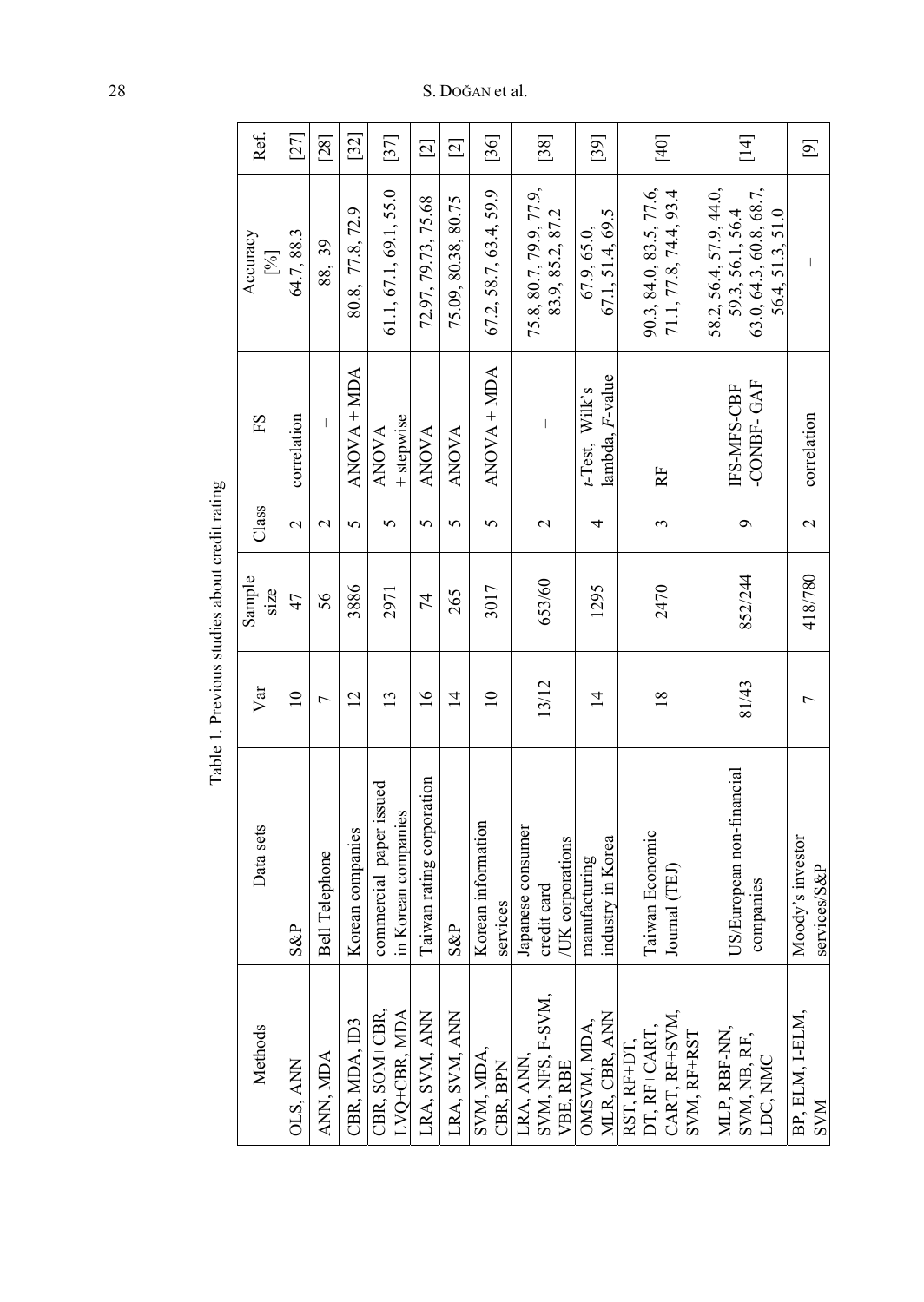Table 1. Previous studies about credit rating

| Methods | Data sets | Var | Sample size | Class | FS | Accuracy [%] | Ref. |
|---|---|---|---|---|---|---|---|
| OLS, ANN | S&P | 10 | 47 | 2 | correlation | 64.7, 88.3 | [27] |
| ANN, MDA | Bell Telephone | 7 | 56 | 2 | – | 88, 39 | [28] |
| CBR, MDA, ID3 | Korean companies | 12 | 3886 | 5 | ANOVA + MDA | 80.8, 77.8, 72.9 | [32] |
| CBR, SOM+CBR, LVQ+CBR, MDA | commercial paper issued in Korean companies | 13 | 2971 | 5 | ANOVA + stepwise | 61.1, 67.1, 69.1, 55.0 | [37] |
| LRA, SVM, ANN | Taiwan rating corporation | 16 | 74 | 5 | ANOVA | 72.97, 79.73, 75.68 | [2] |
| LRA, SVM, ANN | S&P | 14 | 265 | 5 | ANOVA | 75.09, 80.38, 80.75 | [2] |
| SVM, MDA, CBR, BPN | Korean information services | 10 | 3017 | 5 | ANOVA + MDA | 67.2, 58.7, 63.4, 59.9 | [36] |
| LRA, ANN, SVM, NFS, F-SVM, VBE, RBE | Japanese consumer credit card /UK corporations | 13/12 | 653/60 | 2 | – | 75.8, 80.7, 79.9, 77.9, 83.9, 85.2, 87.2 | [38] |
| OMSVM, MDA, MLR, CBR, ANN | manufacturing industry in Korea | 14 | 1295 | 4 | *t*-Test, Wilk's lambda, *F*-value | 67.9, 65.0, 67.1, 51.4, 69.5 | [39] |
| RST, RF+DT, DT, RF+CART, CART, RF+SVM, SVM, RF+RST | Taiwan Economic Journal (TEJ) | 18 | 2470 | 3 | RF | 90.3, 84.0, 83.5, 77.6, 71.1, 77.8, 74.4, 93.4 | [40] |
| MLP, RBF-NN, SVM, NB, RF, LDC, NMC | US/European non-financial companies | 81/43 | 852/244 | 9 | IFS-MFS-CBF -CONBF- GAF | 58.2, 56.4, 57.9, 44.0, 59.3, 56.1, 56.4 63.0, 64.3, 60.8, 68.7, 56.4, 51.3, 51.0 | [14] |
| BP, ELM, I-ELM, SVM | Moody's investor services/S&P | 7 | 418/780 | 2 | correlation | – | [9] |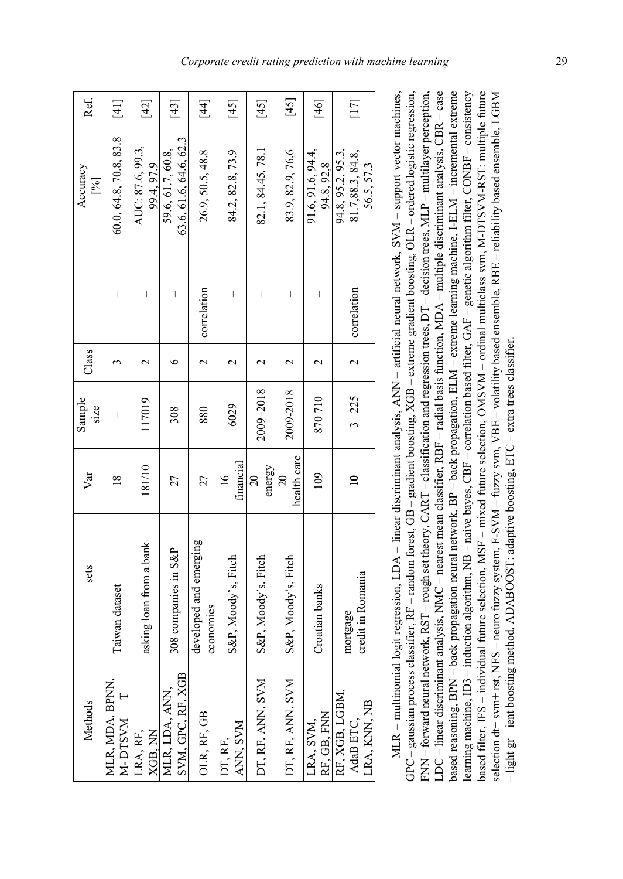| Methods | sets | Var | Sample size | Class | | Accuracy [%] | Ref. |
|---|---|---|---|---|---|---|---|
| MLR, MDA, BPNN, M-DTSVM T | Taiwan dataset | 18 | – | 3 | – | 60.0, 64.8, 70.8, 83.8 | [41] |
| LRA, RF, XGB, NN | asking loan from a bank | 181/10 | 117019 | 2 | – | AUC: 87.6, 99.3, 99.4, 97.9 | [42] |
| MLR, LDA, ANN, SVM, GPC, RF, XGB | 308 companies in S&P | 27 | 308 | 6 | – | 59.6, 61.7, 60.8, 63.6, 61.6, 64.6, 62.3 | [43] |
| OLR, RF, GB | developed and emerging economies | 27 | 880 | 2 | correlation | 26.9, 50.5, 48.8 | [44] |
| DT, RF, ANN, SVM | S&P, Moody's, Fitch | 16 financial | 6029 | 2 | – | 84.2, 82.8, 73.9 | [45] |
| DT, RF, ANN, SVM | S&P, Moody's, Fitch | 20 energy | 2009–2018 | 2 | – | 82.1, 84.45, 78.1 | [45] |
| DT, RF, ANN, SVM | S&P, Moody's, Fitch | 20 health care | 2009-2018 | 2 | – | 83.9, 82.9, 76,6 | [45] |
| LRA, SVM, RF, GB, FNN | Croatian banks | 109 | 870 710 | 2 | – | 91.6, 91.6, 94.4, 94.8, 92,8 | [46] |
| RF, XGB, LGBM, AdaB ETC, LRA, KNN, NB | mortgage credit in Romania | 10 | 3 225 | 2 | correlation | 94.8, 95.2, 95.3, 81.7,88.3, 84.8, 56.5, 57.3 | [17] |

MLR – multinomial logit regression, LDA – linear discriminant analysis, ANN – artificial neural network, SVM – support vector machines, GPC – gaussian process classifier, RF – random forest, GB – gradient boosting, XGB – extreme gradient boosting, OLR – ordered logistic regression, FNN – forward neural network, RST – rough set theory, CART – classification and regression trees, DT – decision trees, MLP – multilayer perception, LDC – linear discriminant analysis, NMC – nearest mean classifier, RBF – radial basis function, MDA – multiple discriminant analysis, CBR – case based reasoning, BPN – back propagation neural network, BP – back propagation, ELM – extreme learning machine, I-ELM – incremental extreme learning machine, ID3 – induction algorithm, NB – naive bayes, CBF – correlation based filter, GAF – genetic algorithm filter, CONBF – consistency based filter, IFS – individual future selection, MSF – mixed future selection, OMSVM – ordinal multiclass svm, M-DTSVM-RST: multiple future selection dt+ svm+ rst, NFS – neuro fuzzy system, F-SVM – fuzzy svm, VBE – volatility based ensemble, RBE – reliability based ensemble, LGBM – light gr ient boosting method, ADABOOST: adaptive boosting, ETC – extra trees classifier.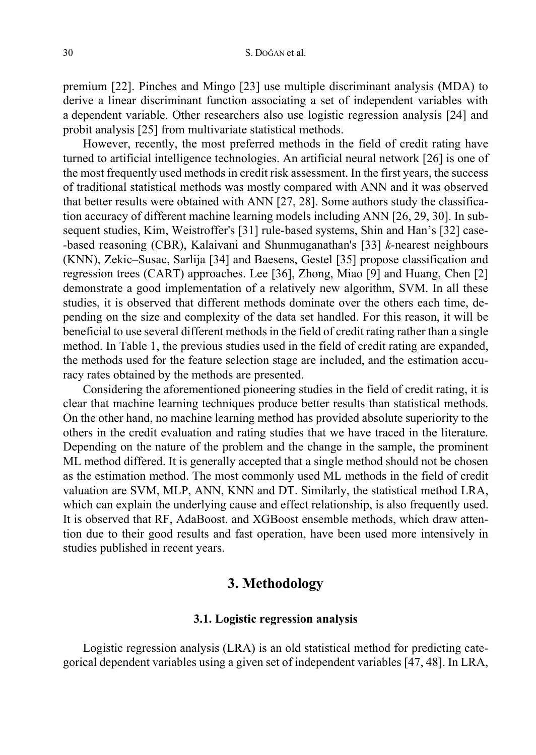premium [22]. Pinches and Mingo [23] use multiple discriminant analysis (MDA) to derive a linear discriminant function associating a set of independent variables with a dependent variable. Other researchers also use logistic regression analysis [24] and probit analysis [25] from multivariate statistical methods.

However, recently, the most preferred methods in the field of credit rating have turned to artificial intelligence technologies. An artificial neural network [26] is one of the most frequently used methods in credit risk assessment. In the first years, the success of traditional statistical methods was mostly compared with ANN and it was observed that better results were obtained with ANN [27, 28]. Some authors study the classification accuracy of different machine learning models including ANN [26, 29, 30]. In subsequent studies, Kim, Weistroffer's [31] rule-based systems, Shin and Han's [32] case-based reasoning (CBR), Kalaivani and Shunmuganathan's [33] *k*-nearest neighbours (KNN), Zekic–Susac, Sarlija [34] and Baesens, Gestel [35] propose classification and regression trees (CART) approaches. Lee [36], Zhong, Miao [9] and Huang, Chen [2] demonstrate a good implementation of a relatively new algorithm, SVM. In all these studies, it is observed that different methods dominate over the others each time, depending on the size and complexity of the data set handled. For this reason, it will be beneficial to use several different methods in the field of credit rating rather than a single method. In Table 1, the previous studies used in the field of credit rating are expanded, the methods used for the feature selection stage are included, and the estimation accuracy rates obtained by the methods are presented.

Considering the aforementioned pioneering studies in the field of credit rating, it is clear that machine learning techniques produce better results than statistical methods. On the other hand, no machine learning method has provided absolute superiority to the others in the credit evaluation and rating studies that we have traced in the literature. Depending on the nature of the problem and the change in the sample, the prominent ML method differed. It is generally accepted that a single method should not be chosen as the estimation method. The most commonly used ML methods in the field of credit valuation are SVM, MLP, ANN, KNN and DT. Similarly, the statistical method LRA, which can explain the underlying cause and effect relationship, is also frequently used. It is observed that RF, AdaBoost. and XGBoost ensemble methods, which draw attention due to their good results and fast operation, have been used more intensively in studies published in recent years.

## 3. Methodology

### 3.1. Logistic regression analysis

Logistic regression analysis (LRA) is an old statistical method for predicting categorical dependent variables using a given set of independent variables [47, 48]. In LRA,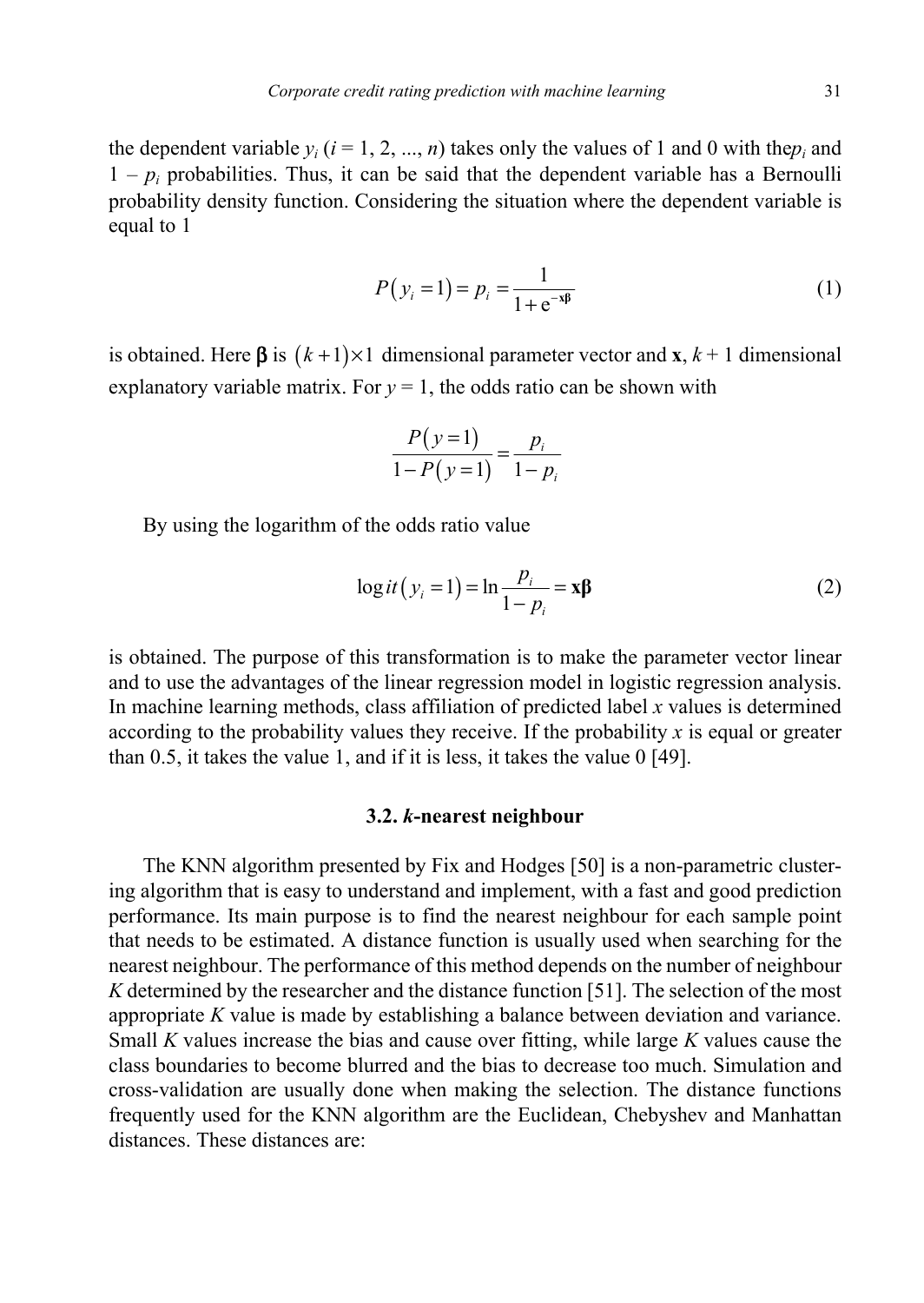the dependent variable $y_i$ ($i$ = 1, 2, ..., $n$) takes only the values of 1 and 0 with the$p_i$ and $1 - p_i$ probabilities. Thus, it can be said that the dependent variable has a Bernoulli probability density function. Considering the situation where the dependent variable is equal to 1

$$P(y_i = 1) = p_i = \frac{1}{1 + \mathrm{e}^{-\mathbf{x\beta}}} \tag{1}$$

is obtained. Here $\boldsymbol{\beta}$ is $(k+1)\times 1$ dimensional parameter vector and $\mathbf{x}$, $k + 1$ dimensional explanatory variable matrix. For $y = 1$, the odds ratio can be shown with

$$\frac{P(y=1)}{1-P(y=1)} = \frac{p_i}{1-p_i}$$

By using the logarithm of the odds ratio value

$$\log it(y_i = 1) = \ln \frac{p_i}{1-p_i} = \mathbf{x\beta} \tag{2}$$

is obtained. The purpose of this transformation is to make the parameter vector linear and to use the advantages of the linear regression model in logistic regression analysis. In machine learning methods, class affiliation of predicted label $x$ values is determined according to the probability values they receive. If the probability $x$ is equal or greater than 0.5, it takes the value 1, and if it is less, it takes the value 0 [49].

### 3.2. *k*-nearest neighbour

The KNN algorithm presented by Fix and Hodges [50] is a non-parametric clustering algorithm that is easy to understand and implement, with a fast and good prediction performance. Its main purpose is to find the nearest neighbour for each sample point that needs to be estimated. A distance function is usually used when searching for the nearest neighbour. The performance of this method depends on the number of neighbour $K$ determined by the researcher and the distance function [51]. The selection of the most appropriate $K$ value is made by establishing a balance between deviation and variance. Small $K$ values increase the bias and cause over fitting, while large $K$ values cause the class boundaries to become blurred and the bias to decrease too much. Simulation and cross-validation are usually done when making the selection. The distance functions frequently used for the KNN algorithm are the Euclidean, Chebyshev and Manhattan distances. These distances are: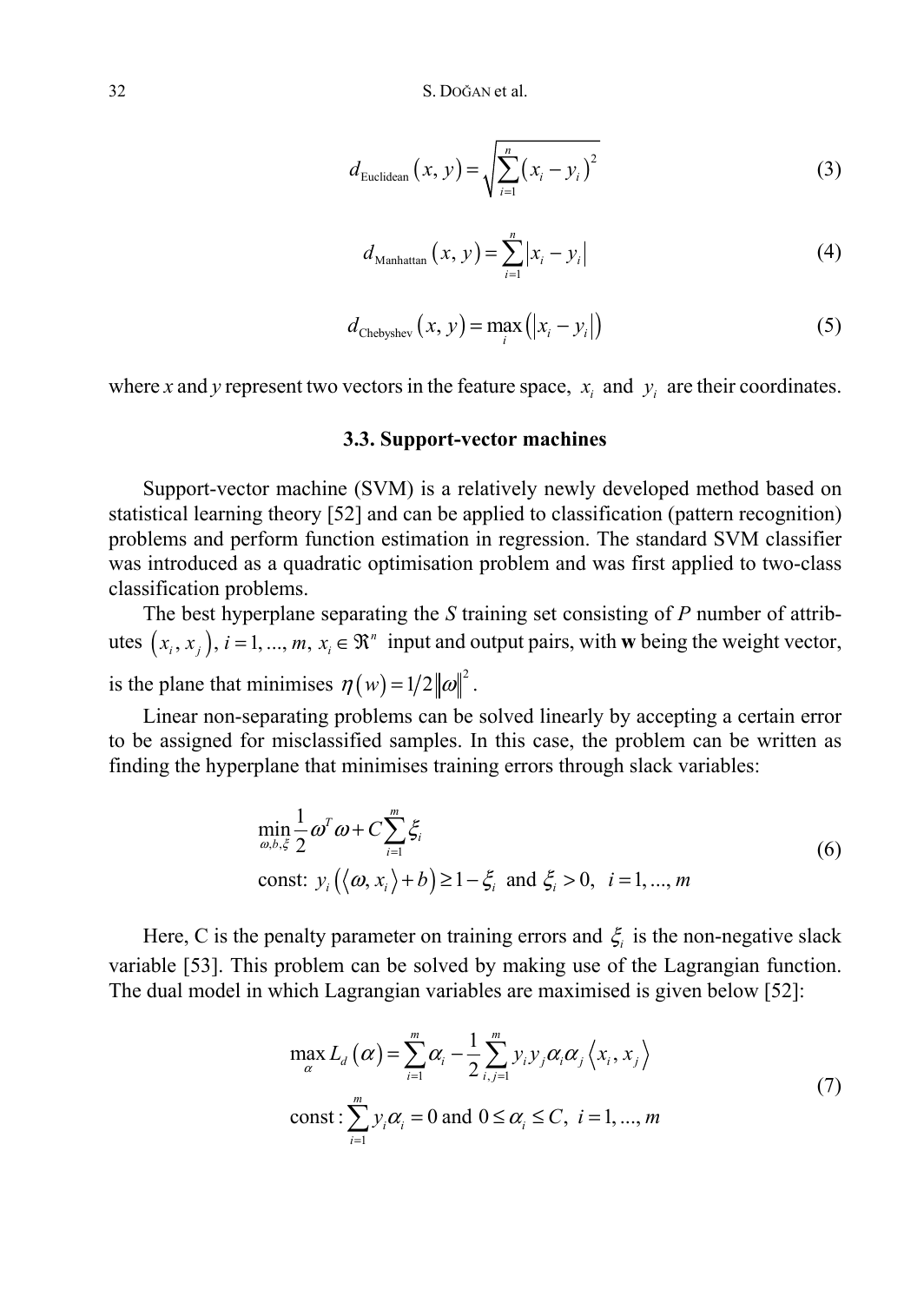$$d_{\text{Euclidean}}(x, y) = \sqrt{\sum_{i=1}^{n}(x_i - y_i)^2} \tag{3}$$

$$d_{\text{Manhattan}}(x, y) = \sum_{i=1}^{n}|x_i - y_i| \tag{4}$$

$$d_{\text{Chebyshev}}(x, y) = \max_i(|x_i - y_i|) \tag{5}$$

where $x$ and $y$ represent two vectors in the feature space, $x_i$ and $y_i$ are their coordinates.

### 3.3. Support-vector machines

Support-vector machine (SVM) is a relatively newly developed method based on statistical learning theory [52] and can be applied to classification (pattern recognition) problems and perform function estimation in regression. The standard SVM classifier was introduced as a quadratic optimisation problem and was first applied to two-class classification problems.

The best hyperplane separating the *S* training set consisting of *P* number of attributes $(x_i, x_j)$, $i = 1, ..., m$, $x_i \in \Re^n$ input and output pairs, with **w** being the weight vector, is the plane that minimises $\eta(w) = 1/2\|\omega\|^2$.

Linear non-separating problems can be solved linearly by accepting a certain error to be assigned for misclassified samples. In this case, the problem can be written as finding the hyperplane that minimises training errors through slack variables:

$$\begin{aligned}
&\min_{\omega,b,\xi} \frac{1}{2}\omega^T\omega + C\sum_{i=1}^{m}\xi_i \\
&\text{const: } y_i\left(\langle\omega, x_i\rangle + b\right) \geq 1 - \xi_i \text{ and } \xi_i > 0,\ i = 1, ..., m
\end{aligned} \tag{6}$$

Here, C is the penalty parameter on training errors and $\xi_i$ is the non-negative slack variable [53]. This problem can be solved by making use of the Lagrangian function. The dual model in which Lagrangian variables are maximised is given below [52]:

$$\begin{aligned}
&\max_{\alpha} L_d(\alpha) = \sum_{i=1}^{m}\alpha_i - \frac{1}{2}\sum_{i,j=1}^{m} y_i y_j \alpha_i \alpha_j \langle x_i, x_j\rangle \\
&\text{const}: \sum_{i=1}^{m} y_i\alpha_i = 0 \text{ and } 0 \leq \alpha_i \leq C,\ i = 1, ..., m
\end{aligned} \tag{7}$$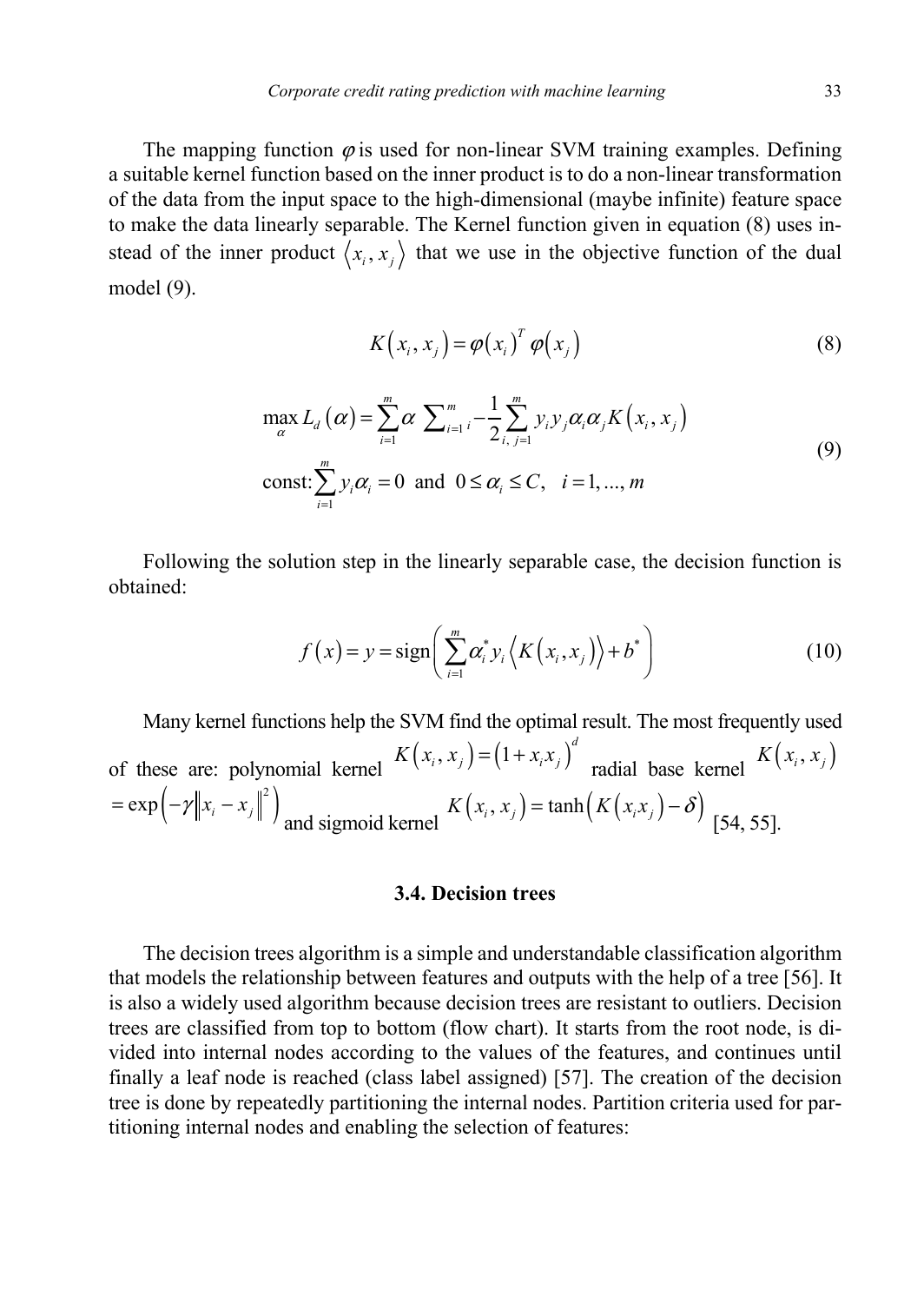The mapping function $\varphi$ is used for non-linear SVM training examples. Defining a suitable kernel function based on the inner product is to do a non-linear transformation of the data from the input space to the high-dimensional (maybe infinite) feature space to make the data linearly separable. The Kernel function given in equation (8) uses instead of the inner product $\langle x_i, x_j \rangle$ that we use in the objective function of the dual model (9).

$$K(x_i, x_j) = \varphi(x_i)^T \varphi(x_j) \tag{8}$$

$$\begin{aligned} &\max_{\alpha} L_d(\alpha) = \sum_{i=1}^{m} \alpha \; \sum\nolimits_{i=1}^{m} {}_i - \frac{1}{2} \sum_{i,\, j=1}^{m} y_i y_j \alpha_i \alpha_j K(x_i, x_j) \\ &\text{const:} \sum_{i=1}^{m} y_i \alpha_i = 0 \;\text{ and }\; 0 \le \alpha_i \le C, \quad i = 1, ..., m \end{aligned} \tag{9}$$

Following the solution step in the linearly separable case, the decision function is obtained:

$$f(x) = y = \text{sign}\left( \sum_{i=1}^{m} \alpha_i^* y_i \left\langle K(x_i, x_j) \right\rangle + b^* \right) \tag{10}$$

Many kernel functions help the SVM find the optimal result. The most frequently used of these are: polynomial kernel $K(x_i, x_j) = (1 + x_i x_j)^d$ radial base kernel $K(x_i, x_j) = \exp\left(-\gamma \|x_i - x_j\|^2\right)$ and sigmoid kernel $K(x_i, x_j) = \tanh\left(K(x_i x_j) - \delta\right)$ [54, 55].

### 3.4. Decision trees

The decision trees algorithm is a simple and understandable classification algorithm that models the relationship between features and outputs with the help of a tree [56]. It is also a widely used algorithm because decision trees are resistant to outliers. Decision trees are classified from top to bottom (flow chart). It starts from the root node, is divided into internal nodes according to the values of the features, and continues until finally a leaf node is reached (class label assigned) [57]. The creation of the decision tree is done by repeatedly partitioning the internal nodes. Partition criteria used for partitioning internal nodes and enabling the selection of features: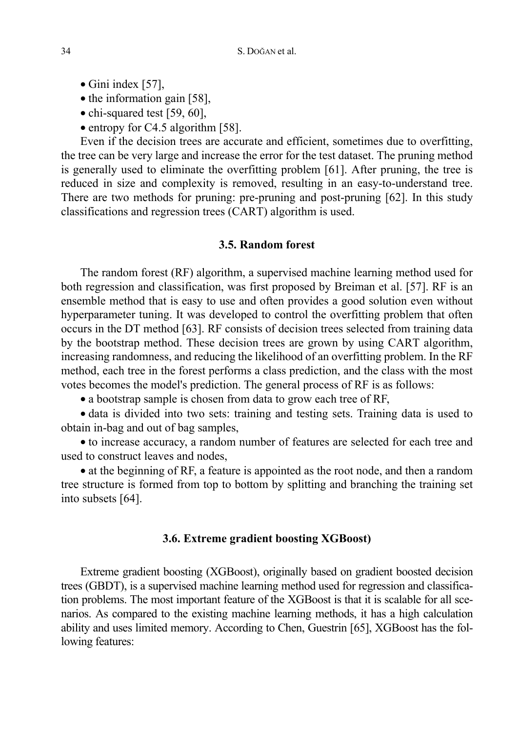- Gini index [57],
- the information gain [58],
- chi-squared test [59, 60],
- entropy for C4.5 algorithm [58].

Even if the decision trees are accurate and efficient, sometimes due to overfitting, the tree can be very large and increase the error for the test dataset. The pruning method is generally used to eliminate the overfitting problem [61]. After pruning, the tree is reduced in size and complexity is removed, resulting in an easy-to-understand tree. There are two methods for pruning: pre-pruning and post-pruning [62]. In this study classifications and regression trees (CART) algorithm is used.

### 3.5. Random forest

The random forest (RF) algorithm, a supervised machine learning method used for both regression and classification, was first proposed by Breiman et al. [57]. RF is an ensemble method that is easy to use and often provides a good solution even without hyperparameter tuning. It was developed to control the overfitting problem that often occurs in the DT method [63]. RF consists of decision trees selected from training data by the bootstrap method. These decision trees are grown by using CART algorithm, increasing randomness, and reducing the likelihood of an overfitting problem. In the RF method, each tree in the forest performs a class prediction, and the class with the most votes becomes the model's prediction. The general process of RF is as follows:

- a bootstrap sample is chosen from data to grow each tree of RF,
- data is divided into two sets: training and testing sets. Training data is used to obtain in-bag and out of bag samples,
- to increase accuracy, a random number of features are selected for each tree and used to construct leaves and nodes,
- at the beginning of RF, a feature is appointed as the root node, and then a random tree structure is formed from top to bottom by splitting and branching the training set into subsets [64].

### 3.6. Extreme gradient boosting XGBoost)

Extreme gradient boosting (XGBoost), originally based on gradient boosted decision trees (GBDT), is a supervised machine learning method used for regression and classification problems. The most important feature of the XGBoost is that it is scalable for all scenarios. As compared to the existing machine learning methods, it has a high calculation ability and uses limited memory. According to Chen, Guestrin [65], XGBoost has the following features: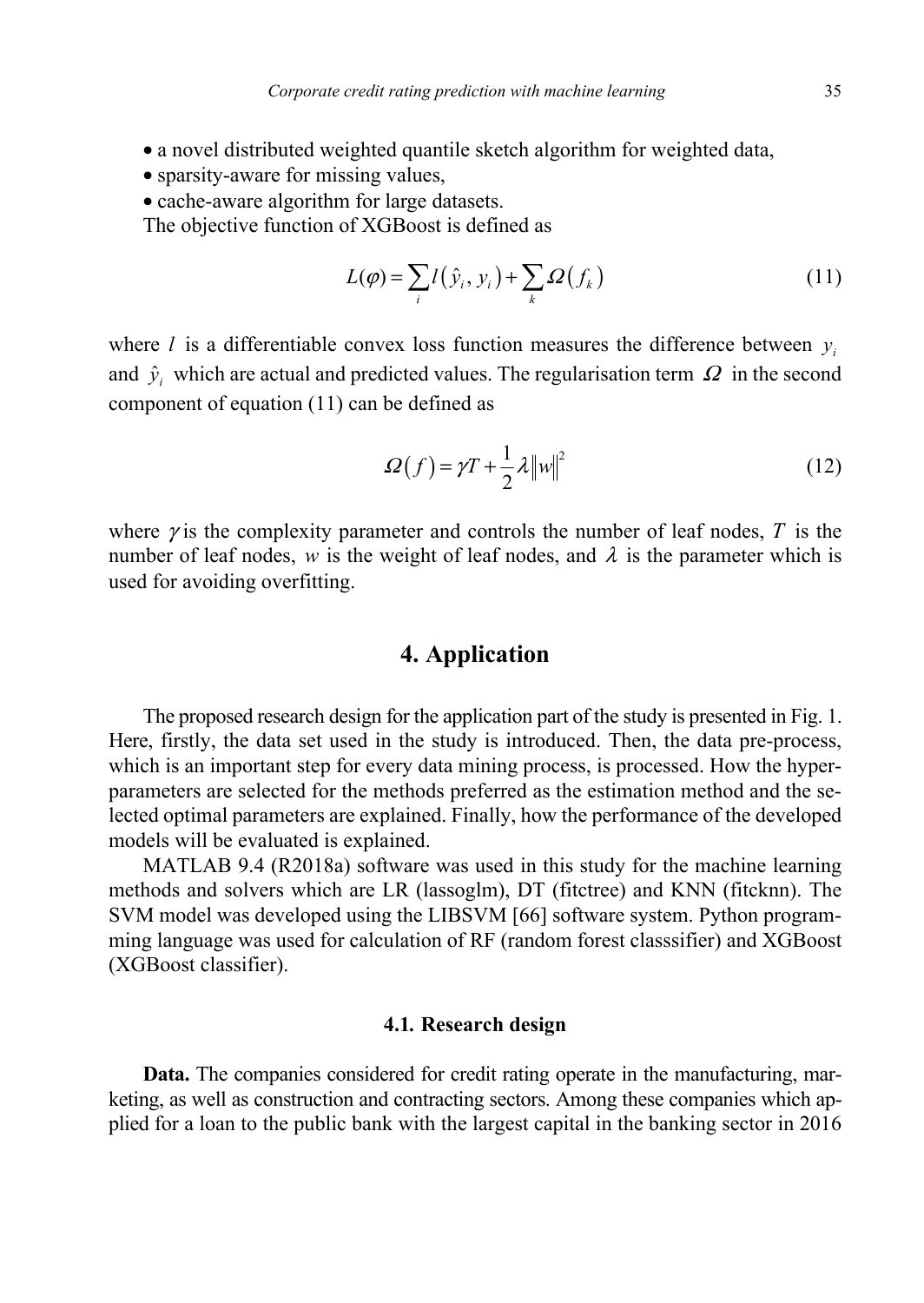- a novel distributed weighted quantile sketch algorithm for weighted data,
- sparsity-aware for missing values,
- cache-aware algorithm for large datasets.

The objective function of XGBoost is defined as

$$L(\varphi) = \sum_i l\left(\hat{y}_i, y_i\right) + \sum_k \Omega\left(f_k\right) \tag{11}$$

where $l$ is a differentiable convex loss function measures the difference between $y_i$ and $\hat{y}_i$ which are actual and predicted values. The regularisation term $\Omega$ in the second component of equation (11) can be defined as

$$\Omega\left(f\right) = \gamma T + \frac{1}{2}\lambda \left\|w\right\|^2 \tag{12}$$

where $\gamma$ is the complexity parameter and controls the number of leaf nodes, $T$ is the number of leaf nodes, $w$ is the weight of leaf nodes, and $\lambda$ is the parameter which is used for avoiding overfitting.

# 4. Application

The proposed research design for the application part of the study is presented in Fig. 1. Here, firstly, the data set used in the study is introduced. Then, the data pre-process, which is an important step for every data mining process, is processed. How the hyper-parameters are selected for the methods preferred as the estimation method and the selected optimal parameters are explained. Finally, how the performance of the developed models will be evaluated is explained.

MATLAB 9.4 (R2018a) software was used in this study for the machine learning methods and solvers which are LR (lassoglm), DT (fitctree) and KNN (fitcknn). The SVM model was developed using the LIBSVM [66] software system. Python programming language was used for calculation of RF (random forest classsifier) and XGBoost (XGBoost classifier).

## 4.1. Research design

**Data.** The companies considered for credit rating operate in the manufacturing, marketing, as well as construction and contracting sectors. Among these companies which applied for a loan to the public bank with the largest capital in the banking sector in 2016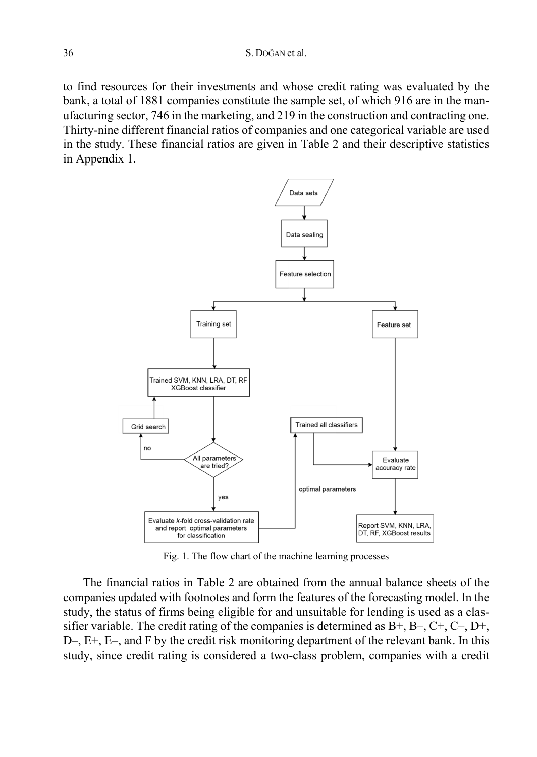to find resources for their investments and whose credit rating was evaluated by the bank, a total of 1881 companies constitute the sample set, of which 916 are in the manufacturing sector, 746 in the marketing, and 219 in the construction and contracting one. Thirty-nine different financial ratios of companies and one categorical variable are used in the study. These financial ratios are given in Table 2 and their descriptive statistics in Appendix 1.

Fig. 1. The flow chart of the machine learning processes

The financial ratios in Table 2 are obtained from the annual balance sheets of the companies updated with footnotes and form the features of the forecasting model. In the study, the status of firms being eligible for and unsuitable for lending is used as a classifier variable. The credit rating of the companies is determined as B+, B–, C+, C–, D+, D–, E+, E–, and F by the credit risk monitoring department of the relevant bank. In this study, since credit rating is considered a two-class problem, companies with a credit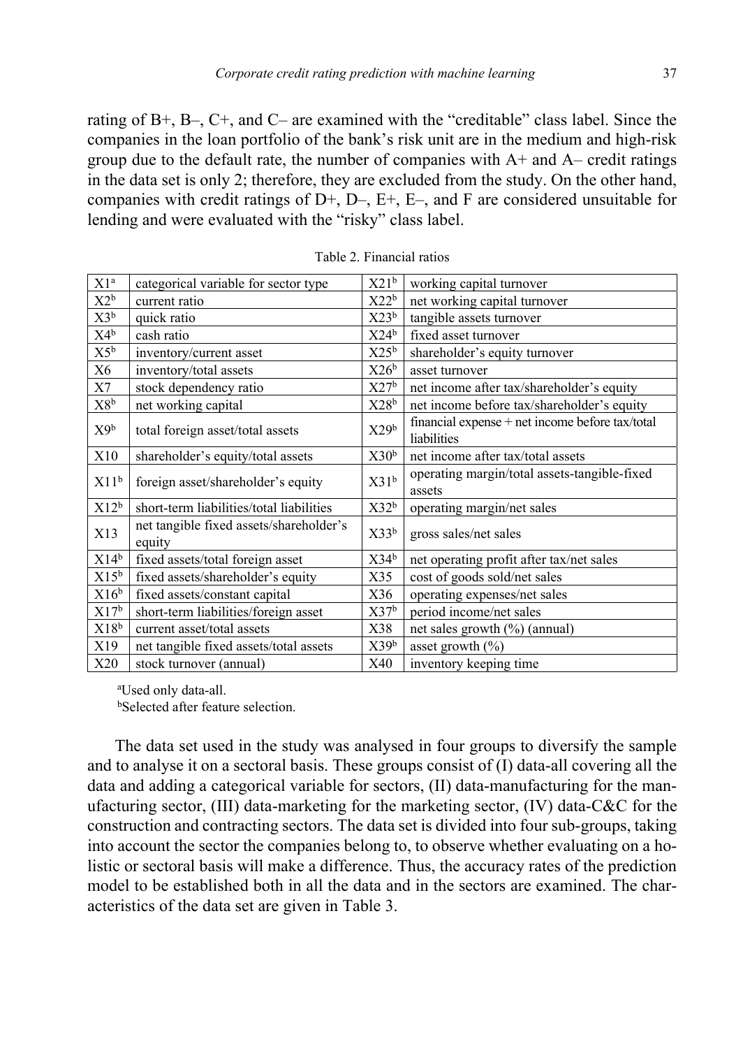rating of B+, B–, C+, and C– are examined with the "creditable" class label. Since the companies in the loan portfolio of the bank's risk unit are in the medium and high-risk group due to the default rate, the number of companies with A+ and A– credit ratings in the data set is only 2; therefore, they are excluded from the study. On the other hand, companies with credit ratings of D+, D–, E+, E–, and F are considered unsuitable for lending and were evaluated with the "risky" class label.

Table 2. Financial ratios

| | | | |
|---|---|---|---|
| X1[a] | categorical variable for sector type | X21[b] | working capital turnover |
| X2[b] | current ratio | X22[b] | net working capital turnover |
| X3[b] | quick ratio | X23[b] | tangible assets turnover |
| X4[b] | cash ratio | X24[b] | fixed asset turnover |
| X5[b] | inventory/current asset | X25[b] | shareholder's equity turnover |
| X6 | inventory/total assets | X26[b] | asset turnover |
| X7 | stock dependency ratio | X27[b] | net income after tax/shareholder's equity |
| X8[b] | net working capital | X28[b] | net income before tax/shareholder's equity |
| X9[b] | total foreign asset/total assets | X29[b] | financial expense + net income before tax/total liabilities |
| X10 | shareholder's equity/total assets | X30[b] | net income after tax/total assets |
| X11[b] | foreign asset/shareholder's equity | X31[b] | operating margin/total assets-tangible-fixed assets |
| X12[b] | short-term liabilities/total liabilities | X32[b] | operating margin/net sales |
| X13 | net tangible fixed assets/shareholder's equity | X33[b] | gross sales/net sales |
| X14[b] | fixed assets/total foreign asset | X34[b] | net operating profit after tax/net sales |
| X15[b] | fixed assets/shareholder's equity | X35 | cost of goods sold/net sales |
| X16[b] | fixed assets/constant capital | X36 | operating expenses/net sales |
| X17[b] | short-term liabilities/foreign asset | X37[b] | period income/net sales |
| X18[b] | current asset/total assets | X38 | net sales growth (%) (annual) |
| X19 | net tangible fixed assets/total assets | X39[b] | asset growth (%) |
| X20 | stock turnover (annual) | X40 | inventory keeping time |

[a]Used only data-all.
[b]Selected after feature selection.

The data set used in the study was analysed in four groups to diversify the sample and to analyse it on a sectoral basis. These groups consist of (I) data-all covering all the data and adding a categorical variable for sectors, (II) data-manufacturing for the manufacturing sector, (III) data-marketing for the marketing sector, (IV) data-C&C for the construction and contracting sectors. The data set is divided into four sub-groups, taking into account the sector the companies belong to, to observe whether evaluating on a holistic or sectoral basis will make a difference. Thus, the accuracy rates of the prediction model to be established both in all the data and in the sectors are examined. The characteristics of the data set are given in Table 3.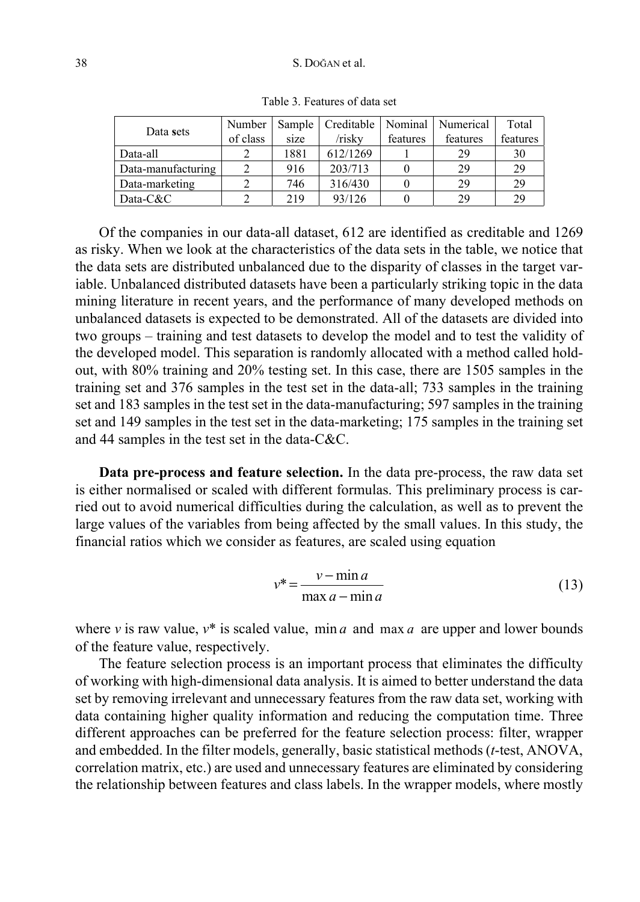Table 3. Features of data set

| Data sets | Number of class | Sample size | Creditable /risky | Nominal features | Numerical features | Total features |
|---|---|---|---|---|---|---|
| Data-all | 2 | 1881 | 612/1269 | 1 | 29 | 30 |
| Data-manufacturing | 2 | 916 | 203/713 | 0 | 29 | 29 |
| Data-marketing | 2 | 746 | 316/430 | 0 | 29 | 29 |
| Data-C&C | 2 | 219 | 93/126 | 0 | 29 | 29 |

Of the companies in our data-all dataset, 612 are identified as creditable and 1269 as risky. When we look at the characteristics of the data sets in the table, we notice that the data sets are distributed unbalanced due to the disparity of classes in the target variable. Unbalanced distributed datasets have been a particularly striking topic in the data mining literature in recent years, and the performance of many developed methods on unbalanced datasets is expected to be demonstrated. All of the datasets are divided into two groups – training and test datasets to develop the model and to test the validity of the developed model. This separation is randomly allocated with a method called hold-out, with 80% training and 20% testing set. In this case, there are 1505 samples in the training set and 376 samples in the test set in the data-all; 733 samples in the training set and 183 samples in the test set in the data-manufacturing; 597 samples in the training set and 149 samples in the test set in the data-marketing; 175 samples in the training set and 44 samples in the test set in the data-C&C.

**Data pre-process and feature selection.** In the data pre-process, the raw data set is either normalised or scaled with different formulas. This preliminary process is carried out to avoid numerical difficulties during the calculation, as well as to prevent the large values of the variables from being affected by the small values. In this study, the financial ratios which we consider as features, are scaled using equation

$$v^* = \frac{v - \min a}{\max a - \min a} \tag{13}$$

where $v$ is raw value, $v^*$ is scaled value, $\min a$ and $\max a$ are upper and lower bounds of the feature value, respectively.

The feature selection process is an important process that eliminates the difficulty of working with high-dimensional data analysis. It is aimed to better understand the data set by removing irrelevant and unnecessary features from the raw data set, working with data containing higher quality information and reducing the computation time. Three different approaches can be preferred for the feature selection process: filter, wrapper and embedded. In the filter models, generally, basic statistical methods ($t$-test, ANOVA, correlation matrix, etc.) are used and unnecessary features are eliminated by considering the relationship between features and class labels. In the wrapper models, where mostly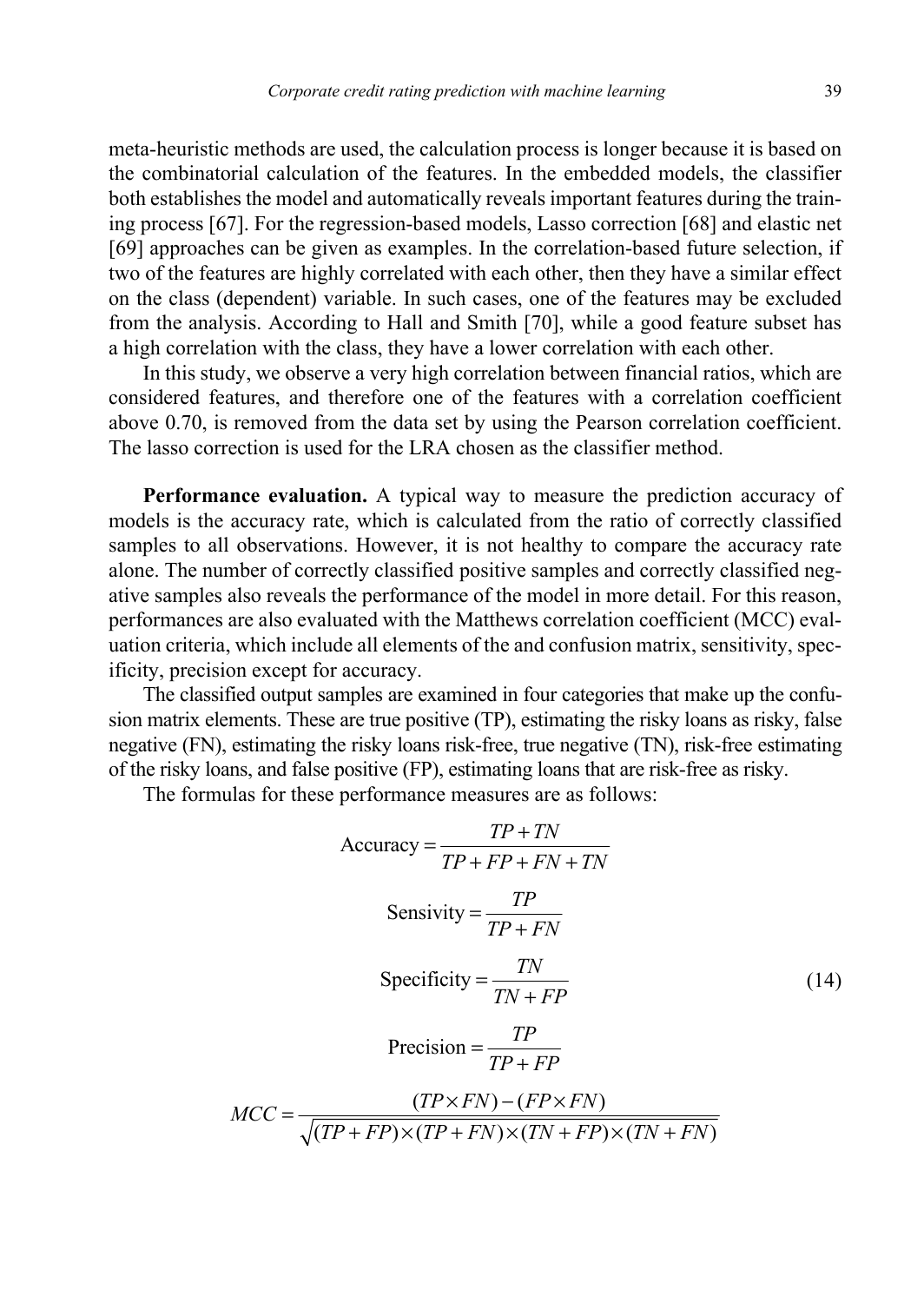meta-heuristic methods are used, the calculation process is longer because it is based on the combinatorial calculation of the features. In the embedded models, the classifier both establishes the model and automatically reveals important features during the training process [67]. For the regression-based models, Lasso correction [68] and elastic net [69] approaches can be given as examples. In the correlation-based future selection, if two of the features are highly correlated with each other, then they have a similar effect on the class (dependent) variable. In such cases, one of the features may be excluded from the analysis. According to Hall and Smith [70], while a good feature subset has a high correlation with the class, they have a lower correlation with each other.

In this study, we observe a very high correlation between financial ratios, which are considered features, and therefore one of the features with a correlation coefficient above 0.70, is removed from the data set by using the Pearson correlation coefficient. The lasso correction is used for the LRA chosen as the classifier method.

**Performance evaluation.** A typical way to measure the prediction accuracy of models is the accuracy rate, which is calculated from the ratio of correctly classified samples to all observations. However, it is not healthy to compare the accuracy rate alone. The number of correctly classified positive samples and correctly classified negative samples also reveals the performance of the model in more detail. For this reason, performances are also evaluated with the Matthews correlation coefficient (MCC) evaluation criteria, which include all elements of the and confusion matrix, sensitivity, specificity, precision except for accuracy.

The classified output samples are examined in four categories that make up the confusion matrix elements. These are true positive (TP), estimating the risky loans as risky, false negative (FN), estimating the risky loans risk-free, true negative (TN), risk-free estimating of the risky loans, and false positive (FP), estimating loans that are risk-free as risky.

The formulas for these performance measures are as follows:

$$\text{Accuracy} = \frac{TP + TN}{TP + FP + FN + TN}$$

$$\text{Sensivity} = \frac{TP}{TP + FN}$$

$$\text{Specificity} = \frac{TN}{TN + FP} \tag{14}$$

$$\text{Precision} = \frac{TP}{TP + FP}$$

$$MCC = \frac{(TP \times FN) - (FP \times FN)}{\sqrt{(TP + FP) \times (TP + FN) \times (TN + FP) \times (TN + FN)}}$$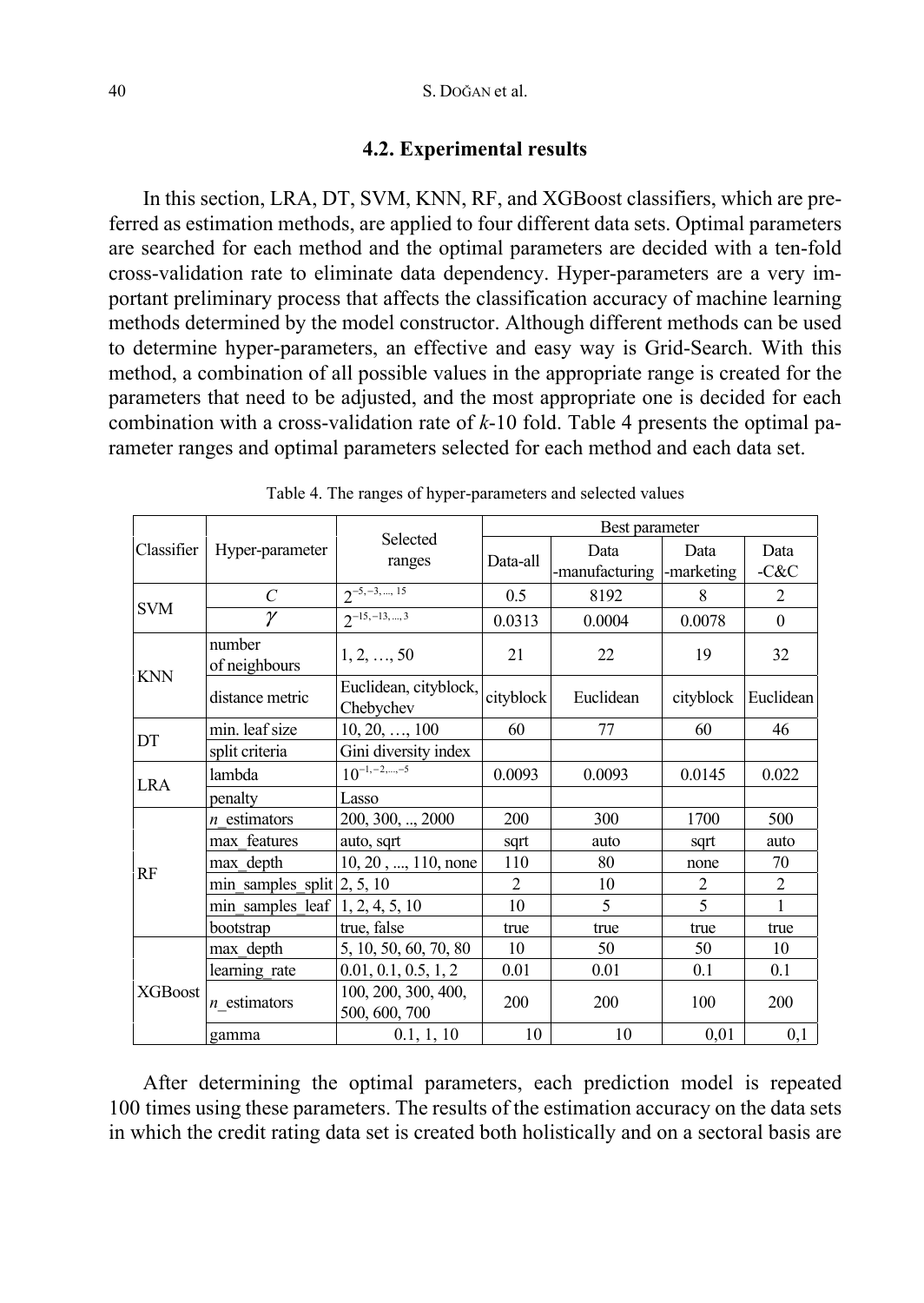### 4.2. Experimental results

In this section, LRA, DT, SVM, KNN, RF, and XGBoost classifiers, which are preferred as estimation methods, are applied to four different data sets. Optimal parameters are searched for each method and the optimal parameters are decided with a ten-fold cross-validation rate to eliminate data dependency. Hyper-parameters are a very important preliminary process that affects the classification accuracy of machine learning methods determined by the model constructor. Although different methods can be used to determine hyper-parameters, an effective and easy way is Grid-Search. With this method, a combination of all possible values in the appropriate range is created for the parameters that need to be adjusted, and the most appropriate one is decided for each combination with a cross-validation rate of *k*-10 fold. Table 4 presents the optimal parameter ranges and optimal parameters selected for each method and each data set.

Table 4. The ranges of hyper-parameters and selected values

| Classifier | Hyper-parameter | Selected ranges | Best parameter | | | |
|---|---|---|---|---|---|---|
| | | | Data-all | Data -manufacturing | Data -marketing | Data -C&C |
| SVM | $C$ | $2^{-5,-3,\ldots,15}$ | 0.5 | 8192 | 8 | 2 |
| | $\gamma$ | $2^{-15,-13,\ldots,3}$ | 0.0313 | 0.0004 | 0.0078 | 0 |
| KNN | number of neighbours | 1, 2, …, 50 | 21 | 22 | 19 | 32 |
| | distance metric | Euclidean, cityblock, Chebychev | cityblock | Euclidean | cityblock | Euclidean |
| DT | min. leaf size | 10, 20, …, 100 | 60 | 77 | 60 | 46 |
| | split criteria | Gini diversity index | | | | |
| LRA | lambda | $10^{-1,-2,\ldots,-5}$ | 0.0093 | 0.0093 | 0.0145 | 0.022 |
| | penalty | Lasso | | | | |
| RF | *n*_estimators | 200, 300, .., 2000 | 200 | 300 | 1700 | 500 |
| | max_features | auto, sqrt | sqrt | auto | sqrt | auto |
| | max_depth | 10, 20 , ..., 110, none | 110 | 80 | none | 70 |
| | min_samples_split | 2, 5, 10 | 2 | 10 | 2 | 2 |
| | min_samples_leaf | 1, 2, 4, 5, 10 | 10 | 5 | 5 | 1 |
| | bootstrap | true, false | true | true | true | true |
| XGBoost | max_depth | 5, 10, 50, 60, 70, 80 | 10 | 50 | 50 | 10 |
| | learning_rate | 0.01, 0.1, 0.5, 1, 2 | 0.01 | 0.01 | 0.1 | 0.1 |
| | *n*_estimators | 100, 200, 300, 400, 500, 600, 700 | 200 | 200 | 100 | 200 |
| | gamma | 0.1, 1, 10 | 10 | 10 | 0,01 | 0,1 |

After determining the optimal parameters, each prediction model is repeated 100 times using these parameters. The results of the estimation accuracy on the data sets in which the credit rating data set is created both holistically and on a sectoral basis are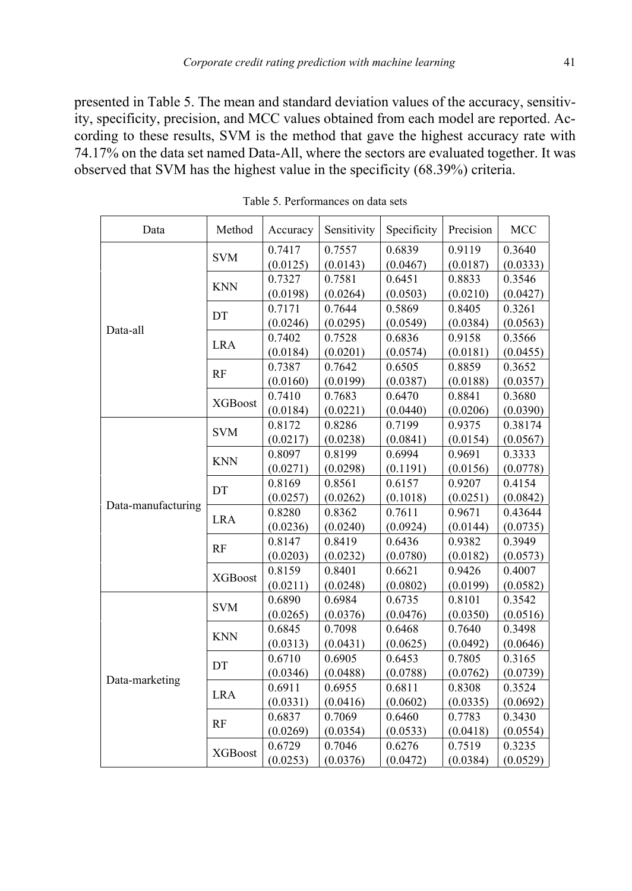presented in Table 5. The mean and standard deviation values of the accuracy, sensitivity, specificity, precision, and MCC values obtained from each model are reported. According to these results, SVM is the method that gave the highest accuracy rate with 74.17% on the data set named Data-All, where the sectors are evaluated together. It was observed that SVM has the highest value in the specificity (68.39%) criteria.

Table 5. Performances on data sets

| Data | Method | Accuracy | Sensitivity | Specificity | Precision | MCC |
|---|---|---|---|---|---|---|
| Data-all | SVM | 0.7417 (0.0125) | 0.7557 (0.0143) | 0.6839 (0.0467) | 0.9119 (0.0187) | 0.3640 (0.0333) |
| | KNN | 0.7327 (0.0198) | 0.7581 (0.0264) | 0.6451 (0.0503) | 0.8833 (0.0210) | 0.3546 (0.0427) |
| | DT | 0.7171 (0.0246) | 0.7644 (0.0295) | 0.5869 (0.0549) | 0.8405 (0.0384) | 0.3261 (0.0563) |
| | LRA | 0.7402 (0.0184) | 0.7528 (0.0201) | 0.6836 (0.0574) | 0.9158 (0.0181) | 0.3566 (0.0455) |
| | RF | 0.7387 (0.0160) | 0.7642 (0.0199) | 0.6505 (0.0387) | 0.8859 (0.0188) | 0.3652 (0.0357) |
| | XGBoost | 0.7410 (0.0184) | 0.7683 (0.0221) | 0.6470 (0.0440) | 0.8841 (0.0206) | 0.3680 (0.0390) |
| Data-manufacturing | SVM | 0.8172 (0.0217) | 0.8286 (0.0238) | 0.7199 (0.0841) | 0.9375 (0.0154) | 0.38174 (0.0567) |
| | KNN | 0.8097 (0.0271) | 0.8199 (0.0298) | 0.6994 (0.1191) | 0.9691 (0.0156) | 0.3333 (0.0778) |
| | DT | 0.8169 (0.0257) | 0.8561 (0.0262) | 0.6157 (0.1018) | 0.9207 (0.0251) | 0.4154 (0.0842) |
| | LRA | 0.8280 (0.0236) | 0.8362 (0.0240) | 0.7611 (0.0924) | 0.9671 (0.0144) | 0.43644 (0.0735) |
| | RF | 0.8147 (0.0203) | 0.8419 (0.0232) | 0.6436 (0.0780) | 0.9382 (0.0182) | 0.3949 (0.0573) |
| | XGBoost | 0.8159 (0.0211) | 0.8401 (0.0248) | 0.6621 (0.0802) | 0.9426 (0.0199) | 0.4007 (0.0582) |
| Data-marketing | SVM | 0.6890 (0.0265) | 0.6984 (0.0376) | 0.6735 (0.0476) | 0.8101 (0.0350) | 0.3542 (0.0516) |
| | KNN | 0.6845 (0.0313) | 0.7098 (0.0431) | 0.6468 (0.0625) | 0.7640 (0.0492) | 0.3498 (0.0646) |
| | DT | 0.6710 (0.0346) | 0.6905 (0.0488) | 0.6453 (0.0788) | 0.7805 (0.0762) | 0.3165 (0.0739) |
| | LRA | 0.6911 (0.0331) | 0.6955 (0.0416) | 0.6811 (0.0602) | 0.8308 (0.0335) | 0.3524 (0.0692) |
| | RF | 0.6837 (0.0269) | 0.7069 (0.0354) | 0.6460 (0.0533) | 0.7783 (0.0418) | 0.3430 (0.0554) |
| | XGBoost | 0.6729 (0.0253) | 0.7046 (0.0376) | 0.6276 (0.0472) | 0.7519 (0.0384) | 0.3235 (0.0529) |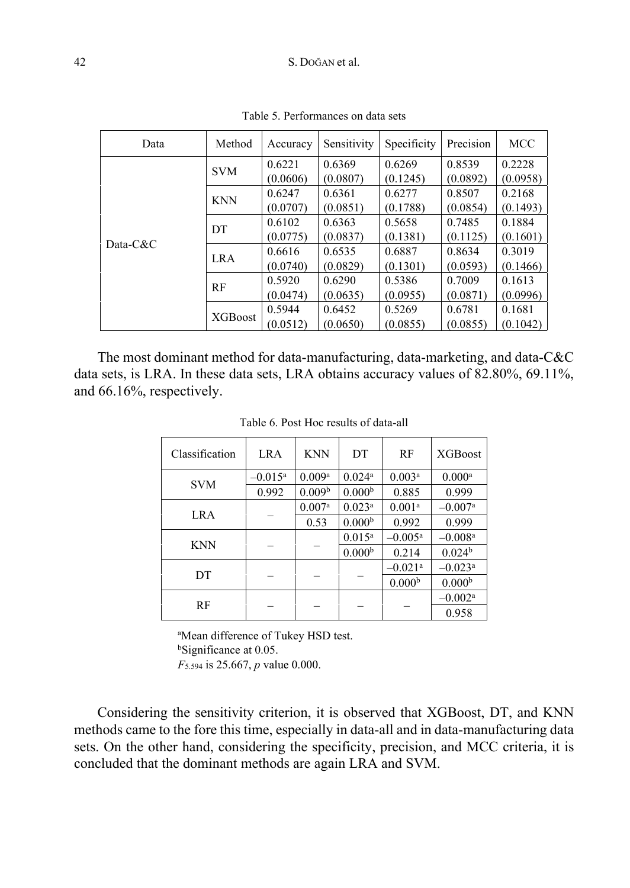Table 5. Performances on data sets

| Data | Method | Accuracy | Sensitivity | Specificity | Precision | MCC |
|---|---|---|---|---|---|---|
| Data-C&C | SVM | 0.6221 (0.0606) | 0.6369 (0.0807) | 0.6269 (0.1245) | 0.8539 (0.0892) | 0.2228 (0.0958) |
| | KNN | 0.6247 (0.0707) | 0.6361 (0.0851) | 0.6277 (0.1788) | 0.8507 (0.0854) | 0.2168 (0.1493) |
| | DT | 0.6102 (0.0775) | 0.6363 (0.0837) | 0.5658 (0.1381) | 0.7485 (0.1125) | 0.1884 (0.1601) |
| | LRA | 0.6616 (0.0740) | 0.6535 (0.0829) | 0.6887 (0.1301) | 0.8634 (0.0593) | 0.3019 (0.1466) |
| | RF | 0.5920 (0.0474) | 0.6290 (0.0635) | 0.5386 (0.0955) | 0.7009 (0.0871) | 0.1613 (0.0996) |
| | XGBoost | 0.5944 (0.0512) | 0.6452 (0.0650) | 0.5269 (0.0855) | 0.6781 (0.0855) | 0.1681 (0.1042) |

The most dominant method for data-manufacturing, data-marketing, and data-C&C data sets, is LRA. In these data sets, LRA obtains accuracy values of 82.80%, 69.11%, and 66.16%, respectively.

Table 6. Post Hoc results of data-all

| Classification | LRA | KNN | DT | RF | XGBoost |
|---|---|---|---|---|---|
| SVM | –0.015[a] | 0.009[a] | 0.024[a] | 0.003[a] | 0.000[a] |
| | 0.992 | 0.009[b] | 0.000[b] | 0.885 | 0.999 |
| LRA | – | 0.007[a] | 0.023[a] | 0.001[a] | –0.007[a] |
| | | 0.53 | 0.000[b] | 0.992 | 0.999 |
| KNN | – | – | 0.015[a] | –0.005[a] | –0.008[a] |
| | | | 0.000[b] | 0.214 | 0.024[b] |
| DT | – | – | – | –0.021[a] | –0.023[a] |
| | | | | 0.000[b] | 0.000[b] |
| RF | – | – | – | – | –0.002[a] |
| | | | | | 0.958 |

[a]Mean difference of Tukey HSD test.
[b]Significance at 0.05.
$F_{5.594}$ is 25.667, $p$ value 0.000.

Considering the sensitivity criterion, it is observed that XGBoost, DT, and KNN methods came to the fore this time, especially in data-all and in data-manufacturing data sets. On the other hand, considering the specificity, precision, and MCC criteria, it is concluded that the dominant methods are again LRA and SVM.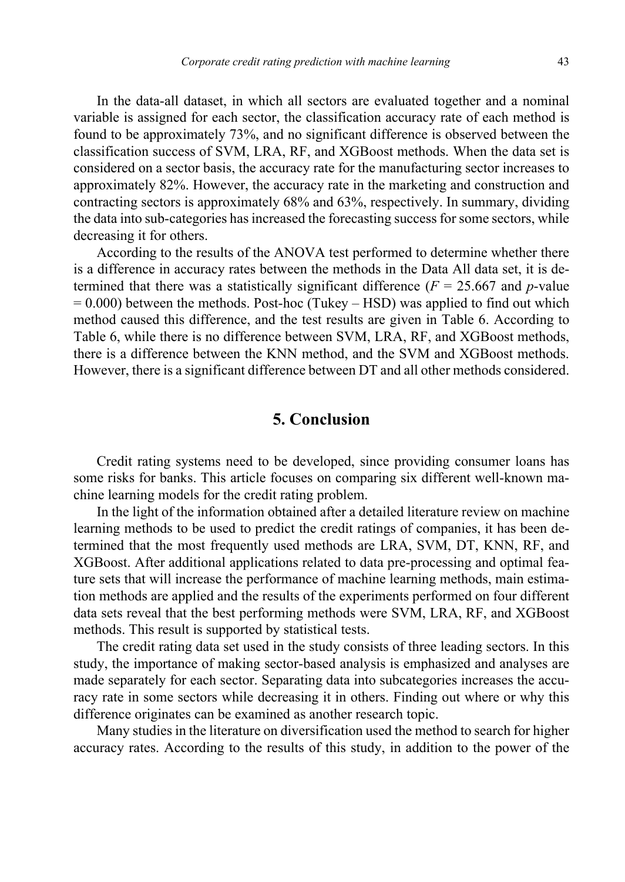In the data-all dataset, in which all sectors are evaluated together and a nominal variable is assigned for each sector, the classification accuracy rate of each method is found to be approximately 73%, and no significant difference is observed between the classification success of SVM, LRA, RF, and XGBoost methods. When the data set is considered on a sector basis, the accuracy rate for the manufacturing sector increases to approximately 82%. However, the accuracy rate in the marketing and construction and contracting sectors is approximately 68% and 63%, respectively. In summary, dividing the data into sub-categories has increased the forecasting success for some sectors, while decreasing it for others.

According to the results of the ANOVA test performed to determine whether there is a difference in accuracy rates between the methods in the Data All data set, it is determined that there was a statistically significant difference ($F = 25.667$ and $p$-value $= 0.000$) between the methods. Post-hoc (Tukey – HSD) was applied to find out which method caused this difference, and the test results are given in Table 6. According to Table 6, while there is no difference between SVM, LRA, RF, and XGBoost methods, there is a difference between the KNN method, and the SVM and XGBoost methods. However, there is a significant difference between DT and all other methods considered.

## 5. Conclusion

Credit rating systems need to be developed, since providing consumer loans has some risks for banks. This article focuses on comparing six different well-known machine learning models for the credit rating problem.

In the light of the information obtained after a detailed literature review on machine learning methods to be used to predict the credit ratings of companies, it has been determined that the most frequently used methods are LRA, SVM, DT, KNN, RF, and XGBoost. After additional applications related to data pre-processing and optimal feature sets that will increase the performance of machine learning methods, main estimation methods are applied and the results of the experiments performed on four different data sets reveal that the best performing methods were SVM, LRA, RF, and XGBoost methods. This result is supported by statistical tests.

The credit rating data set used in the study consists of three leading sectors. In this study, the importance of making sector-based analysis is emphasized and analyses are made separately for each sector. Separating data into subcategories increases the accuracy rate in some sectors while decreasing it in others. Finding out where or why this difference originates can be examined as another research topic.

Many studies in the literature on diversification used the method to search for higher accuracy rates. According to the results of this study, in addition to the power of the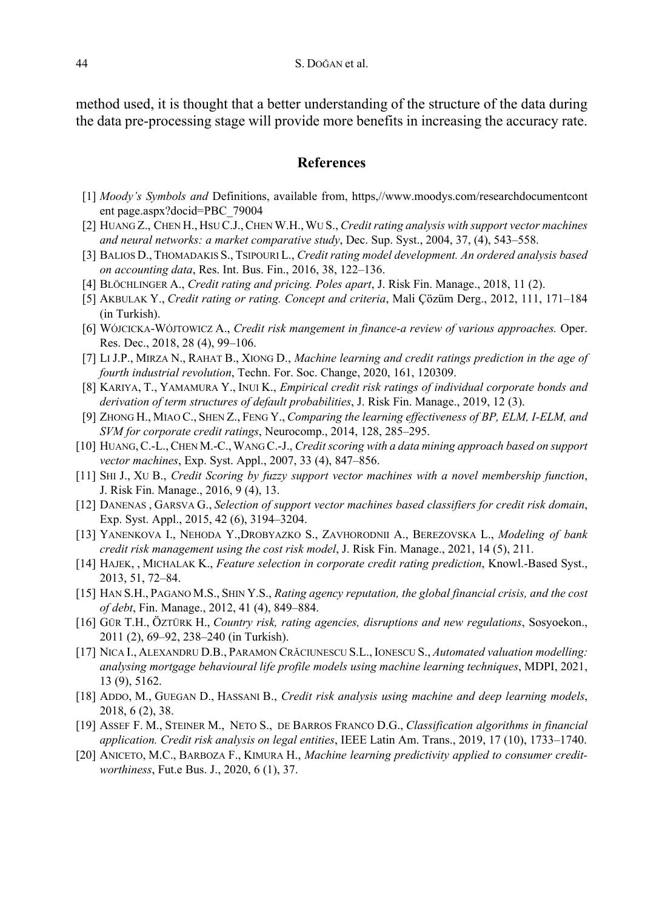method used, it is thought that a better understanding of the structure of the data during the data pre-processing stage will provide more benefits in increasing the accuracy rate.

## References

[1] *Moody's Symbols and* Definitions, available from, https,//www.moodys.com/researchdocumentcont ent page.aspx?docid=PBC_79004

[2] HUANG Z., CHEN H., HSU C.J., CHEN W.H., WU S., *Credit rating analysis with support vector machines and neural networks: a market comparative study*, Dec. Sup. Syst., 2004, 37, (4), 543–558.

[3] BALIOS D., THOMADAKIS S., TSIPOURI L., *Credit rating model development. An ordered analysis based on accounting data*, Res. Int. Bus. Fin., 2016, 38, 122–136.

[4] BLÖCHLINGER A., *Credit rating and pricing. Poles apart*, J. Risk Fin. Manage., 2018, 11 (2).

[5] AKBULAK Y., *Credit rating or rating. Concept and criteria*, Mali Çözüm Derg., 2012, 111, 171–184 (in Turkish).

[6] WÓJCICKA-WÓJTOWICZ A., *Credit risk mangement in finance-a review of various approaches.* Oper. Res. Dec., 2018, 28 (4), 99–106.

[7] LI J.P., MIRZA N., RAHAT B., XIONG D., *Machine learning and credit ratings prediction in the age of fourth industrial revolution*, Techn. For. Soc. Change, 2020, 161, 120309.

[8] KARIYA, T., YAMAMURA Y., INUI K., *Empirical credit risk ratings of individual corporate bonds and derivation of term structures of default probabilities*, J. Risk Fin. Manage., 2019, 12 (3).

[9] ZHONG H., MIAO C., SHEN Z., FENG Y., *Comparing the learning effectiveness of BP, ELM, I-ELM, and SVM for corporate credit ratings*, Neurocomp., 2014, 128, 285–295.

[10] HUANG, C.-L., CHEN M.-C., WANG C.-J., *Credit scoring with a data mining approach based on support vector machines*, Exp. Syst. Appl., 2007, 33 (4), 847–856.

[11] SHI J., XU B., *Credit Scoring by fuzzy support vector machines with a novel membership function*, J. Risk Fin. Manage., 2016, 9 (4), 13.

[12] DANENAS , GARSVA G., *Selection of support vector machines based classifiers for credit risk domain*, Exp. Syst. Appl., 2015, 42 (6), 3194–3204.

[13] YANENKOVA I., NEHODA Y.,DROBYAZKO S., ZAVHORODNII A., BEREZOVSKA L., *Modeling of bank credit risk management using the cost risk model*, J. Risk Fin. Manage., 2021, 14 (5), 211.

[14] HAJEK, , MICHALAK K., *Feature selection in corporate credit rating prediction*, Knowl.-Based Syst., 2013, 51, 72–84.

[15] HAN S.H., PAGANO M.S., SHIN Y.S., *Rating agency reputation, the global financial crisis, and the cost of debt*, Fin. Manage., 2012, 41 (4), 849–884.

[16] GÜR T.H., ÖZTÜRK H., *Country risk, rating agencies, disruptions and new regulations*, Sosyoekon., 2011 (2), 69–92, 238–240 (in Turkish).

[17] NICA I., ALEXANDRU D.B., PARAMON CRĂCIUNESCU S.L., IONESCU S., *Automated valuation modelling: analysing mortgage behavioural life profile models using machine learning techniques*, MDPI, 2021, 13 (9), 5162.

[18] ADDO, M., GUEGAN D., HASSANI B., *Credit risk analysis using machine and deep learning models*, 2018, 6 (2), 38.

[19] ASSEF F. M., STEINER M., NETO S., DE BARROS FRANCO D.G., *Classification algorithms in financial application. Credit risk analysis on legal entities*, IEEE Latin Am. Trans., 2019, 17 (10), 1733–1740.

[20] ANICETO, M.C., BARBOZA F., KIMURA H., *Machine learning predictivity applied to consumer creditworthiness*, Fut.e Bus. J., 2020, 6 (1), 37.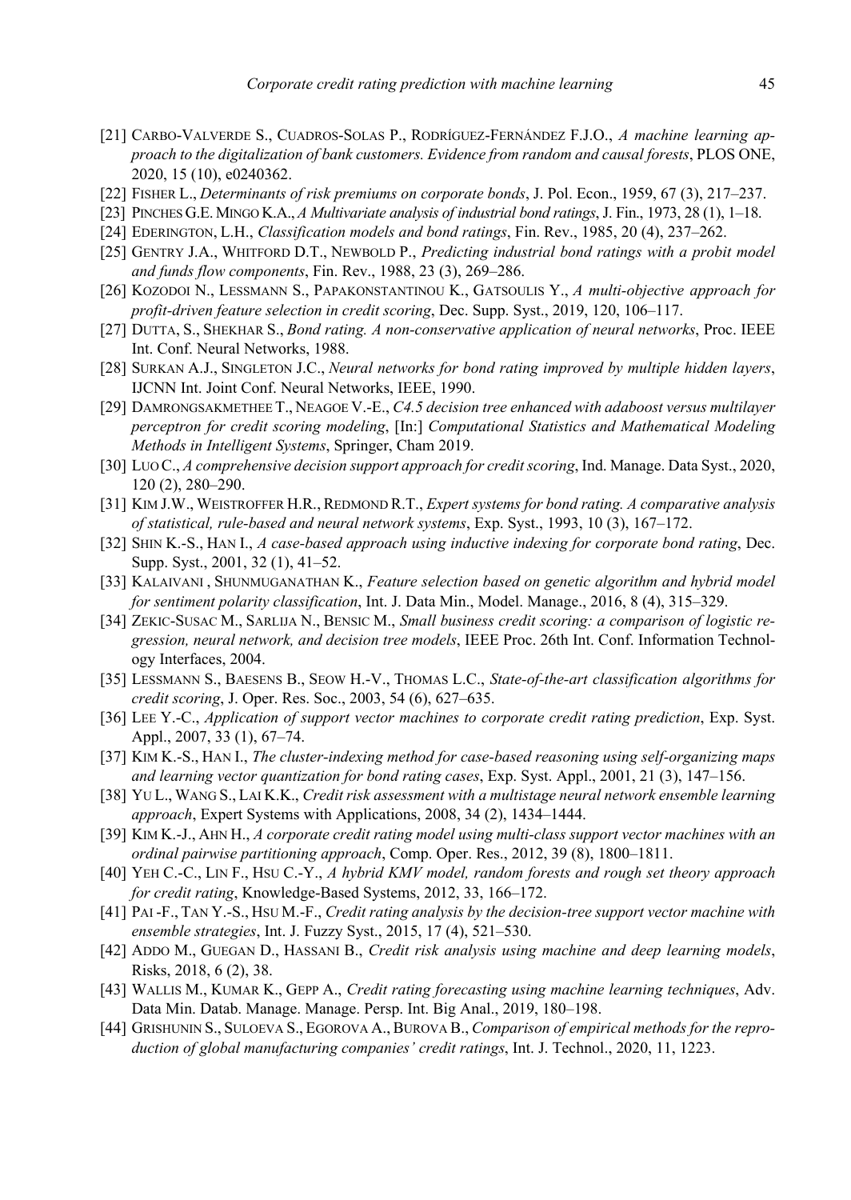[21] CARBO-VALVERDE S., CUADROS-SOLAS P., RODRÍGUEZ-FERNÁNDEZ F.J.O., *A machine learning approach to the digitalization of bank customers. Evidence from random and causal forests*, PLOS ONE, 2020, 15 (10), e0240362.

[22] FISHER L., *Determinants of risk premiums on corporate bonds*, J. Pol. Econ., 1959, 67 (3), 217–237.

[23] PINCHES G.E. MINGO K.A., *A Multivariate analysis of industrial bond ratings*, J. Fin., 1973, 28 (1), 1–18.

[24] EDERINGTON, L.H., *Classification models and bond ratings*, Fin. Rev., 1985, 20 (4), 237–262.

[25] GENTRY J.A., WHITFORD D.T., NEWBOLD P., *Predicting industrial bond ratings with a probit model and funds flow components*, Fin. Rev., 1988, 23 (3), 269–286.

[26] KOZODOI N., LESSMANN S., PAPAKONSTANTINOU K., GATSOULIS Y., *A multi-objective approach for profit-driven feature selection in credit scoring*, Dec. Supp. Syst., 2019, 120, 106–117.

[27] DUTTA, S., SHEKHAR S., *Bond rating. A non-conservative application of neural networks*, Proc. IEEE Int. Conf. Neural Networks, 1988.

[28] SURKAN A.J., SINGLETON J.C., *Neural networks for bond rating improved by multiple hidden layers*, IJCNN Int. Joint Conf. Neural Networks, IEEE, 1990.

[29] DAMRONGSAKMETHEE T., NEAGOE V.-E., *C4.5 decision tree enhanced with adaboost versus multilayer perceptron for credit scoring modeling*, [In:] *Computational Statistics and Mathematical Modeling Methods in Intelligent Systems*, Springer, Cham 2019.

[30] LUO C., *A comprehensive decision support approach for credit scoring*, Ind. Manage. Data Syst., 2020, 120 (2), 280–290.

[31] KIM J.W., WEISTROFFER H.R., REDMOND R.T., *Expert systems for bond rating. A comparative analysis of statistical, rule-based and neural network systems*, Exp. Syst., 1993, 10 (3), 167–172.

[32] SHIN K.-S., HAN I., *A case-based approach using inductive indexing for corporate bond rating*, Dec. Supp. Syst., 2001, 32 (1), 41–52.

[33] KALAIVANI , SHUNMUGANATHAN K., *Feature selection based on genetic algorithm and hybrid model for sentiment polarity classification*, Int. J. Data Min., Model. Manage., 2016, 8 (4), 315–329.

[34] ZEKIC-SUSAC M., SARLIJA N., BENSIC M., *Small business credit scoring: a comparison of logistic regression, neural network, and decision tree models*, IEEE Proc. 26th Int. Conf. Information Technology Interfaces, 2004.

[35] LESSMANN S., BAESENS B., SEOW H.-V., THOMAS L.C., *State-of-the-art classification algorithms for credit scoring*, J. Oper. Res. Soc., 2003, 54 (6), 627–635.

[36] LEE Y.-C., *Application of support vector machines to corporate credit rating prediction*, Exp. Syst. Appl., 2007, 33 (1), 67–74.

[37] KIM K.-S., HAN I., *The cluster-indexing method for case-based reasoning using self-organizing maps and learning vector quantization for bond rating cases*, Exp. Syst. Appl., 2001, 21 (3), 147–156.

[38] YU L., WANG S., LAI K.K., *Credit risk assessment with a multistage neural network ensemble learning approach*, Expert Systems with Applications, 2008, 34 (2), 1434–1444.

[39] KIM K.-J., AHN H., *A corporate credit rating model using multi-class support vector machines with an ordinal pairwise partitioning approach*, Comp. Oper. Res., 2012, 39 (8), 1800–1811.

[40] YEH C.-C., LIN F., HSU C.-Y., *A hybrid KMV model, random forests and rough set theory approach for credit rating*, Knowledge-Based Systems, 2012, 33, 166–172.

[41] PAI -F., TAN Y.-S., HSU M.-F., *Credit rating analysis by the decision-tree support vector machine with ensemble strategies*, Int. J. Fuzzy Syst., 2015, 17 (4), 521–530.

[42] ADDO M., GUEGAN D., HASSANI B., *Credit risk analysis using machine and deep learning models*, Risks, 2018, 6 (2), 38.

[43] WALLIS M., KUMAR K., GEPP A., *Credit rating forecasting using machine learning techniques*, Adv. Data Min. Datab. Manage. Manage. Persp. Int. Big Anal., 2019, 180–198.

[44] GRISHUNIN S., SULOEVA S., EGOROVA A., BUROVA B., *Comparison of empirical methods for the reproduction of global manufacturing companies' credit ratings*, Int. J. Technol., 2020, 11, 1223.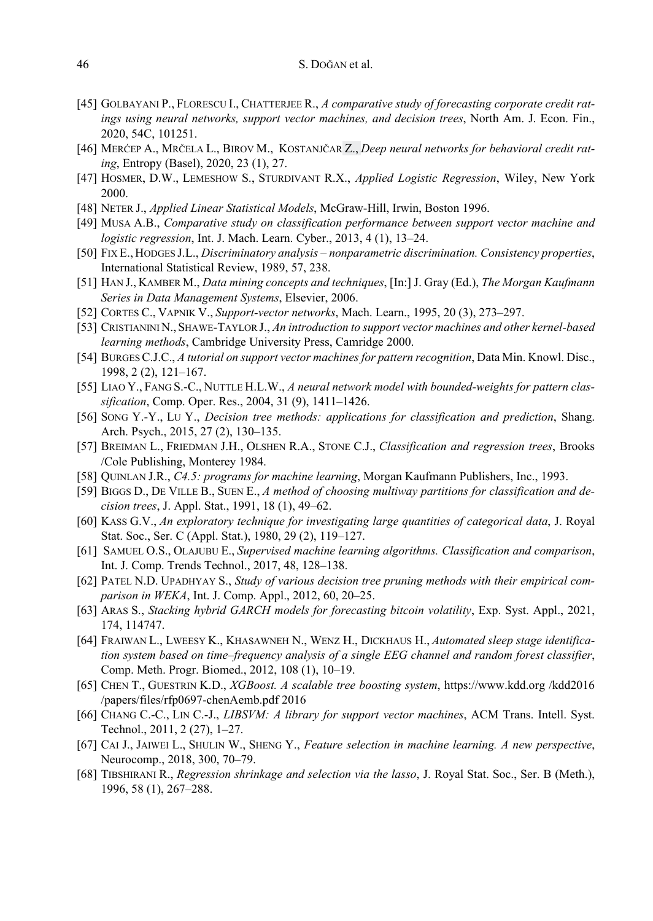[45] GOLBAYANI P., FLORESCU I., CHATTERJEE R., *A comparative study of forecasting corporate credit ratings using neural networks, support vector machines, and decision trees*, North Am. J. Econ. Fin., 2020, 54C, 101251.

[46] MERĆEP A., MRČELA L., BIROV M., KOSTANJČAR Z., *Deep neural networks for behavioral credit rating*, Entropy (Basel), 2020, 23 (1), 27.

[47] HOSMER, D.W., LEMESHOW S., STURDIVANT R.X., *Applied Logistic Regression*, Wiley, New York 2000.

[48] NETER J., *Applied Linear Statistical Models*, McGraw-Hill, Irwin, Boston 1996.

[49] MUSA A.B., *Comparative study on classification performance between support vector machine and logistic regression*, Int. J. Mach. Learn. Cyber., 2013, 4 (1), 13–24.

[50] FIX E., HODGES J.L., *Discriminatory analysis – nonparametric discrimination. Consistency properties*, International Statistical Review, 1989, 57, 238.

[51] HAN J., KAMBER M., *Data mining concepts and techniques*, [In:] J. Gray (Ed.), *The Morgan Kaufmann Series in Data Management Systems*, Elsevier, 2006.

[52] CORTES C., VAPNIK V., *Support-vector networks*, Mach. Learn., 1995, 20 (3), 273–297.

[53] CRISTIANINI N., SHAWE-TAYLOR J., *An introduction to support vector machines and other kernel-based learning methods*, Cambridge University Press, Camridge 2000.

[54] BURGES C.J.C., *A tutorial on support vector machines for pattern recognition*, Data Min. Knowl. Disc., 1998, 2 (2), 121–167.

[55] LIAO Y., FANG S.-C., NUTTLE H.L.W., *A neural network model with bounded-weights for pattern classification*, Comp. Oper. Res., 2004, 31 (9), 1411–1426.

[56] SONG Y.-Y., LU Y., *Decision tree methods: applications for classification and prediction*, Shang. Arch. Psych., 2015, 27 (2), 130–135.

[57] BREIMAN L., FRIEDMAN J.H., OLSHEN R.A., STONE C.J., *Classification and regression trees*, Brooks /Cole Publishing, Monterey 1984.

[58] QUINLAN J.R., *C4.5: programs for machine learning*, Morgan Kaufmann Publishers, Inc., 1993.

[59] BIGGS D., DE VILLE B., SUEN E., *A method of choosing multiway partitions for classification and decision trees*, J. Appl. Stat., 1991, 18 (1), 49–62.

[60] KASS G.V., *An exploratory technique for investigating large quantities of categorical data*, J. Royal Stat. Soc., Ser. C (Appl. Stat.), 1980, 29 (2), 119–127.

[61] SAMUEL O.S., OLAJUBU E., *Supervised machine learning algorithms. Classification and comparison*, Int. J. Comp. Trends Technol., 2017, 48, 128–138.

[62] PATEL N.D. UPADHYAY S., *Study of various decision tree pruning methods with their empirical comparison in WEKA*, Int. J. Comp. Appl., 2012, 60, 20–25.

[63] ARAS S., *Stacking hybrid GARCH models for forecasting bitcoin volatility*, Exp. Syst. Appl., 2021, 174, 114747.

[64] FRAIWAN L., LWEESY K., KHASAWNEH N., WENZ H., DICKHAUS H., *Automated sleep stage identification system based on time–frequency analysis of a single EEG channel and random forest classifier*, Comp. Meth. Progr. Biomed., 2012, 108 (1), 10–19.

[65] CHEN T., GUESTRIN K.D., *XGBoost. A scalable tree boosting system*, https://www.kdd.org /kdd2016 /papers/files/rfp0697-chenAemb.pdf 2016

[66] CHANG C.-C., LIN C.-J., *LIBSVM: A library for support vector machines*, ACM Trans. Intell. Syst. Technol., 2011, 2 (27), 1–27.

[67] CAI J., JAIWEI L., SHULIN W., SHENG Y., *Feature selection in machine learning. A new perspective*, Neurocomp., 2018, 300, 70–79.

[68] TIBSHIRANI R., *Regression shrinkage and selection via the lasso*, J. Royal Stat. Soc., Ser. B (Meth.), 1996, 58 (1), 267–288.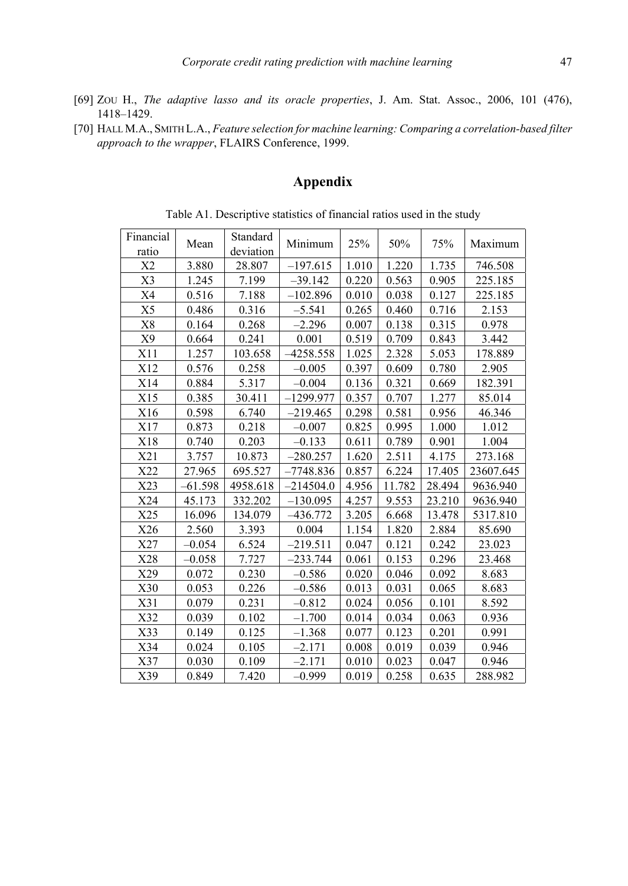[69] ZOU H., *The adaptive lasso and its oracle properties*, J. Am. Stat. Assoc., 2006, 101 (476), 1418–1429.

[70] HALL M.A., SMITH L.A., *Feature selection for machine learning: Comparing a correlation-based filter approach to the wrapper*, FLAIRS Conference, 1999.

## Appendix

Table A1. Descriptive statistics of financial ratios used in the study

| Financial ratio | Mean | Standard deviation | Minimum | 25% | 50% | 75% | Maximum |
|---|---|---|---|---|---|---|---|
| X2 | 3.880 | 28.807 | –197.615 | 1.010 | 1.220 | 1.735 | 746.508 |
| X3 | 1.245 | 7.199 | –39.142 | 0.220 | 0.563 | 0.905 | 225.185 |
| X4 | 0.516 | 7.188 | –102.896 | 0.010 | 0.038 | 0.127 | 225.185 |
| X5 | 0.486 | 0.316 | –5.541 | 0.265 | 0.460 | 0.716 | 2.153 |
| X8 | 0.164 | 0.268 | –2.296 | 0.007 | 0.138 | 0.315 | 0.978 |
| X9 | 0.664 | 0.241 | 0.001 | 0.519 | 0.709 | 0.843 | 3.442 |
| X11 | 1.257 | 103.658 | –4258.558 | 1.025 | 2.328 | 5.053 | 178.889 |
| X12 | 0.576 | 0.258 | –0.005 | 0.397 | 0.609 | 0.780 | 2.905 |
| X14 | 0.884 | 5.317 | –0.004 | 0.136 | 0.321 | 0.669 | 182.391 |
| X15 | 0.385 | 30.411 | –1299.977 | 0.357 | 0.707 | 1.277 | 85.014 |
| X16 | 0.598 | 6.740 | –219.465 | 0.298 | 0.581 | 0.956 | 46.346 |
| X17 | 0.873 | 0.218 | –0.007 | 0.825 | 0.995 | 1.000 | 1.012 |
| X18 | 0.740 | 0.203 | –0.133 | 0.611 | 0.789 | 0.901 | 1.004 |
| X21 | 3.757 | 10.873 | –280.257 | 1.620 | 2.511 | 4.175 | 273.168 |
| X22 | 27.965 | 695.527 | –7748.836 | 0.857 | 6.224 | 17.405 | 23607.645 |
| X23 | –61.598 | 4958.618 | –214504.0 | 4.956 | 11.782 | 28.494 | 9636.940 |
| X24 | 45.173 | 332.202 | –130.095 | 4.257 | 9.553 | 23.210 | 9636.940 |
| X25 | 16.096 | 134.079 | –436.772 | 3.205 | 6.668 | 13.478 | 5317.810 |
| X26 | 2.560 | 3.393 | 0.004 | 1.154 | 1.820 | 2.884 | 85.690 |
| X27 | –0.054 | 6.524 | –219.511 | 0.047 | 0.121 | 0.242 | 23.023 |
| X28 | –0.058 | 7.727 | –233.744 | 0.061 | 0.153 | 0.296 | 23.468 |
| X29 | 0.072 | 0.230 | –0.586 | 0.020 | 0.046 | 0.092 | 8.683 |
| X30 | 0.053 | 0.226 | –0.586 | 0.013 | 0.031 | 0.065 | 8.683 |
| X31 | 0.079 | 0.231 | –0.812 | 0.024 | 0.056 | 0.101 | 8.592 |
| X32 | 0.039 | 0.102 | –1.700 | 0.014 | 0.034 | 0.063 | 0.936 |
| X33 | 0.149 | 0.125 | –1.368 | 0.077 | 0.123 | 0.201 | 0.991 |
| X34 | 0.024 | 0.105 | –2.171 | 0.008 | 0.019 | 0.039 | 0.946 |
| X37 | 0.030 | 0.109 | –2.171 | 0.010 | 0.023 | 0.047 | 0.946 |
| X39 | 0.849 | 7.420 | –0.999 | 0.019 | 0.258 | 0.635 | 288.982 |